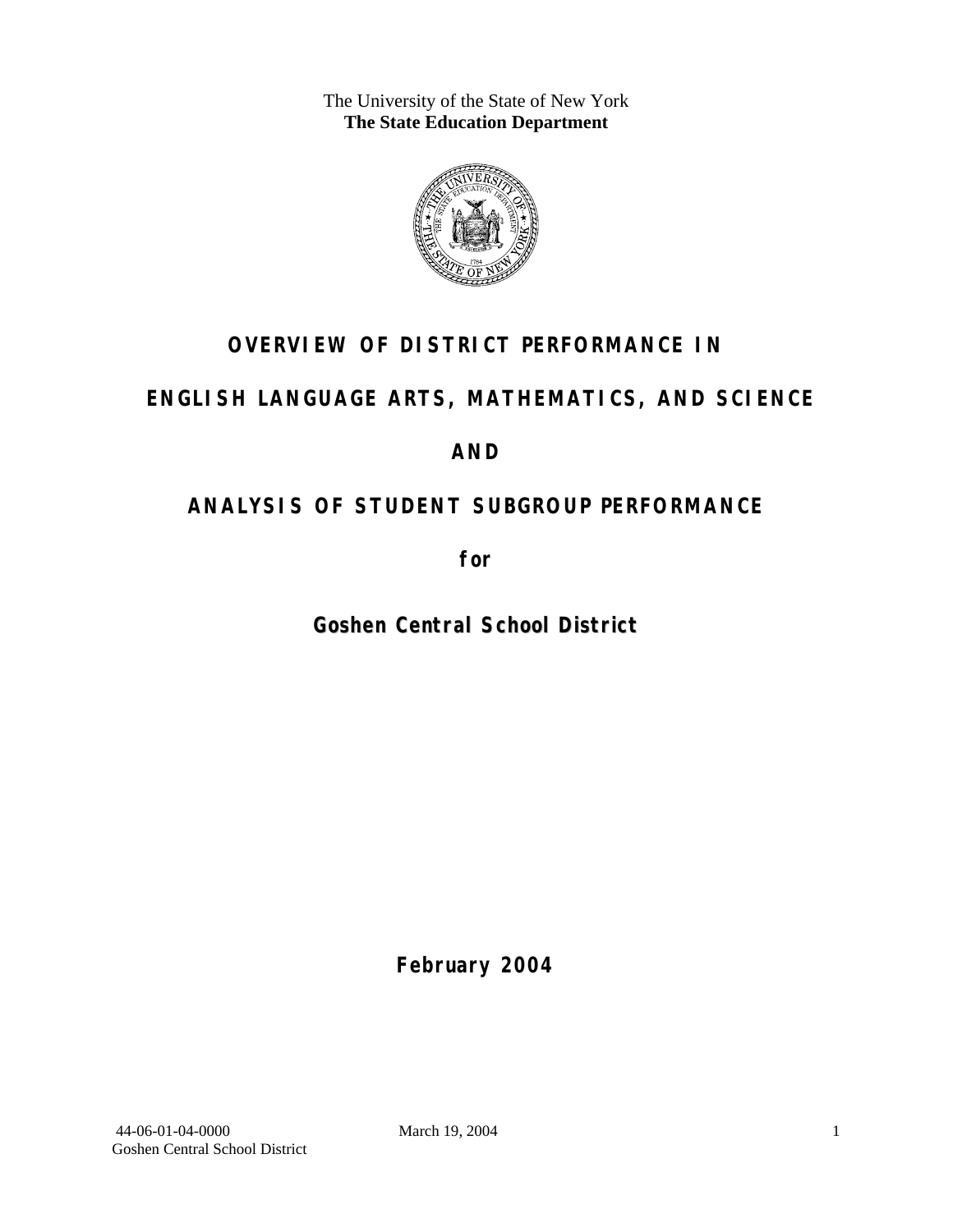The University of the State of New York
**The State Education Department**

# OVERVIEW OF DISTRICT PERFORMANCE IN

# ENGLISH LANGUAGE ARTS, MATHEMATICS, AND SCIENCE

# AND

# ANALYSIS OF STUDENT SUBGROUP PERFORMANCE

**for**

## Goshen Central School District

**February 2004**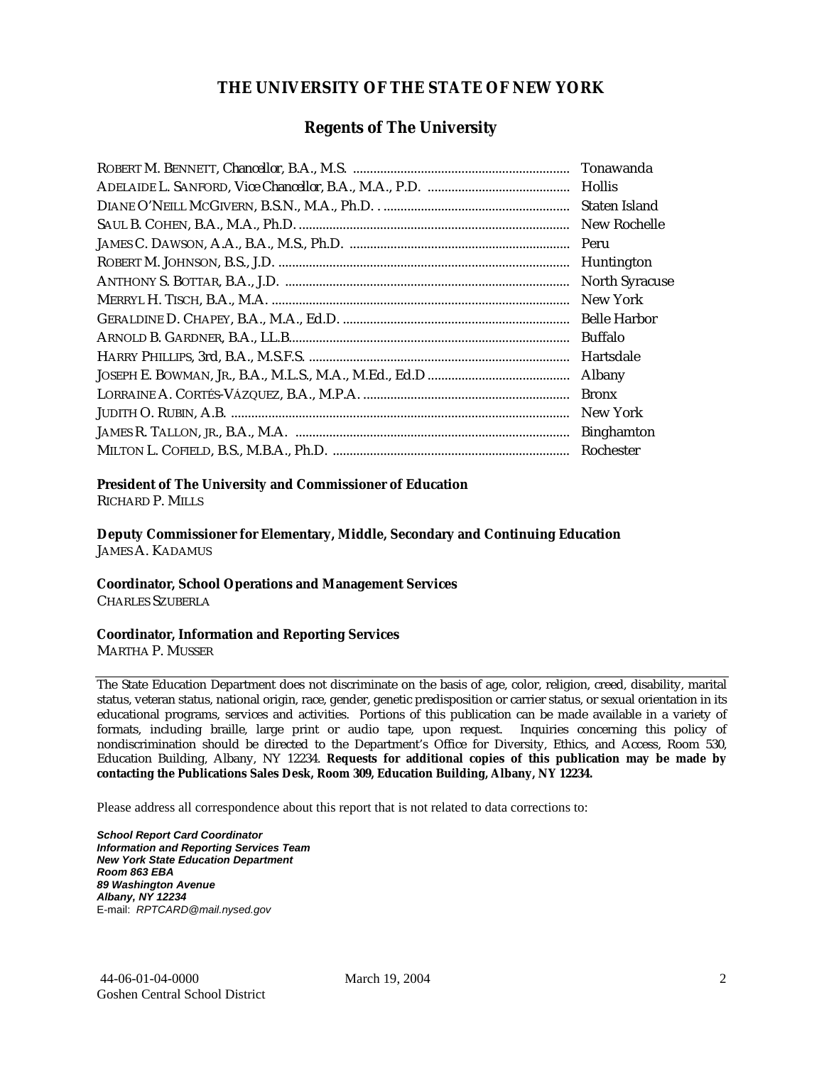# THE UNIVERSITY OF THE STATE OF NEW YORK

## Regents of The University

| | |
|---|---|
| ROBERT M. BENNETT, *Chancellor*, B.A., M.S. | Tonawanda |
| ADELAIDE L. SANFORD, *Vice Chancellor*, B.A., M.A., P.D. | Hollis |
| DIANE O'NEILL MCGIVERN, B.S.N., M.A., Ph.D. | Staten Island |
| SAUL B. COHEN, B.A., M.A., Ph.D. | New Rochelle |
| JAMES C. DAWSON, A.A., B.A., M.S., Ph.D. | Peru |
| ROBERT M. JOHNSON, B.S., J.D. | Huntington |
| ANTHONY S. BOTTAR, B.A., J.D. | North Syracuse |
| MERRYL H. TISCH, B.A., M.A. | New York |
| GERALDINE D. CHAPEY, B.A., M.A., Ed.D. | Belle Harbor |
| ARNOLD B. GARDNER, B.A., LL.B. | Buffalo |
| HARRY PHILLIPS, 3rd, B.A., M.S.F.S. | Hartsdale |
| JOSEPH E. BOWMAN, JR., B.A., M.L.S., M.A., M.Ed., Ed.D | Albany |
| LORRAINE A. CORTÉS-VÁZQUEZ, B.A., M.P.A. | Bronx |
| JUDITH O. RUBIN, A.B. | New York |
| JAMES R. TALLON, JR., B.A., M.A. | Binghamton |
| MILTON L. COFIELD, B.S., M.B.A., Ph.D. | Rochester |

**President of The University and Commissioner of Education**
RICHARD P. MILLS

**Deputy Commissioner for Elementary, Middle, Secondary and Continuing Education**
JAMES A. KADAMUS

**Coordinator, School Operations and Management Services**
CHARLES SZUBERLA

**Coordinator, Information and Reporting Services**
MARTHA P. MUSSER

---

The State Education Department does not discriminate on the basis of age, color, religion, creed, disability, marital status, veteran status, national origin, race, gender, genetic predisposition or carrier status, or sexual orientation in its educational programs, services and activities. Portions of this publication can be made available in a variety of formats, including braille, large print or audio tape, upon request. Inquiries concerning this policy of nondiscrimination should be directed to the Department's Office for Diversity, Ethics, and Access, Room 530, Education Building, Albany, NY 12234. **Requests for additional copies of this publication may be made by contacting the Publications Sales Desk, Room 309, Education Building, Albany, NY 12234.**

Please address all correspondence about this report that is not related to data corrections to:

***School Report Card Coordinator***
***Information and Reporting Services Team***
***New York State Education Department***
***Room 863 EBA***
***89 Washington Avenue***
***Albany, NY 12234***
E-mail: *RPTCARD@mail.nysed.gov*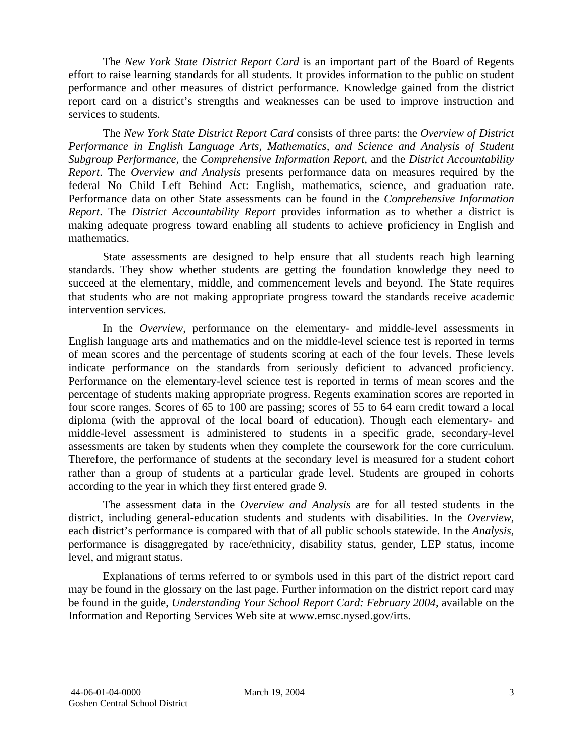The *New York State District Report Card* is an important part of the Board of Regents effort to raise learning standards for all students. It provides information to the public on student performance and other measures of district performance. Knowledge gained from the district report card on a district's strengths and weaknesses can be used to improve instruction and services to students.

The *New York State District Report Card* consists of three parts: the *Overview of District Performance in English Language Arts, Mathematics, and Science and Analysis of Student Subgroup Performance,* the *Comprehensive Information Report*, and the *District Accountability Report*. The *Overview and Analysis* presents performance data on measures required by the federal No Child Left Behind Act: English, mathematics, science, and graduation rate. Performance data on other State assessments can be found in the *Comprehensive Information Report*. The *District Accountability Report* provides information as to whether a district is making adequate progress toward enabling all students to achieve proficiency in English and mathematics.

State assessments are designed to help ensure that all students reach high learning standards. They show whether students are getting the foundation knowledge they need to succeed at the elementary, middle, and commencement levels and beyond. The State requires that students who are not making appropriate progress toward the standards receive academic intervention services.

In the *Overview*, performance on the elementary- and middle-level assessments in English language arts and mathematics and on the middle-level science test is reported in terms of mean scores and the percentage of students scoring at each of the four levels. These levels indicate performance on the standards from seriously deficient to advanced proficiency. Performance on the elementary-level science test is reported in terms of mean scores and the percentage of students making appropriate progress. Regents examination scores are reported in four score ranges. Scores of 65 to 100 are passing; scores of 55 to 64 earn credit toward a local diploma (with the approval of the local board of education). Though each elementary- and middle-level assessment is administered to students in a specific grade, secondary-level assessments are taken by students when they complete the coursework for the core curriculum. Therefore, the performance of students at the secondary level is measured for a student cohort rather than a group of students at a particular grade level. Students are grouped in cohorts according to the year in which they first entered grade 9.

The assessment data in the *Overview and Analysis* are for all tested students in the district, including general-education students and students with disabilities. In the *Overview*, each district's performance is compared with that of all public schools statewide. In the *Analysis*, performance is disaggregated by race/ethnicity, disability status, gender, LEP status, income level, and migrant status.

Explanations of terms referred to or symbols used in this part of the district report card may be found in the glossary on the last page. Further information on the district report card may be found in the guide, *Understanding Your School Report Card: February 2004*, available on the Information and Reporting Services Web site at www.emsc.nysed.gov/irts.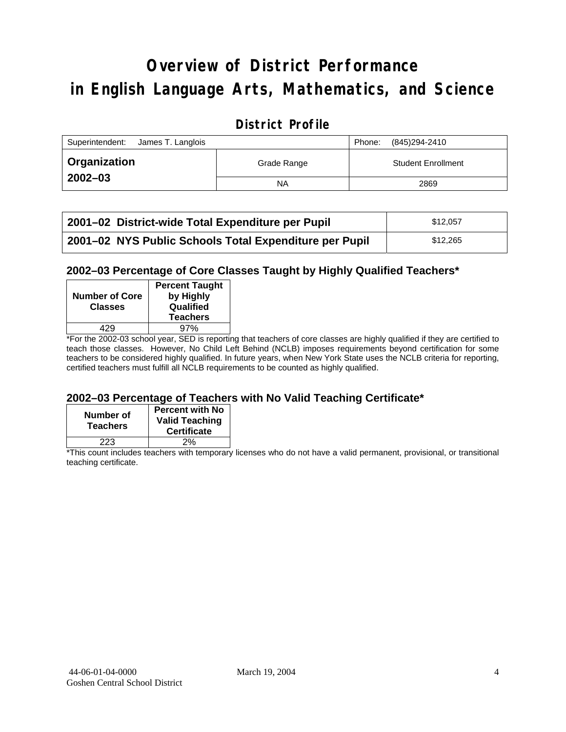# Overview of District Performance in English Language Arts, Mathematics, and Science

## District Profile

| Superintendent: James T. Langlois | | Phone: (845)294-2410 |
|---|---|---|
| **Organization 2002–03** | Grade Range | Student Enrollment |
| | NA | 2869 |

| | |
|---|---|
| **2001–02 District-wide Total Expenditure per Pupil** | $12,057 |
| **2001–02 NYS Public Schools Total Expenditure per Pupil** | $12,265 |

### 2002–03 Percentage of Core Classes Taught by Highly Qualified Teachers*

| Number of Core Classes | Percent Taught by Highly Qualified Teachers |
|---|---|
| 429 | 97% |

*For the 2002-03 school year, SED is reporting that teachers of core classes are highly qualified if they are certified to teach those classes. However, No Child Left Behind (NCLB) imposes requirements beyond certification for some teachers to be considered highly qualified. In future years, when New York State uses the NCLB criteria for reporting, certified teachers must fulfill all NCLB requirements to be counted as highly qualified.

### 2002–03 Percentage of Teachers with No Valid Teaching Certificate*

| Number of Teachers | Percent with No Valid Teaching Certificate |
|---|---|
| 223 | 2% |

*This count includes teachers with temporary licenses who do not have a valid permanent, provisional, or transitional teaching certificate.

44-06-01-04-0000 March 19, 2004
Goshen Central School District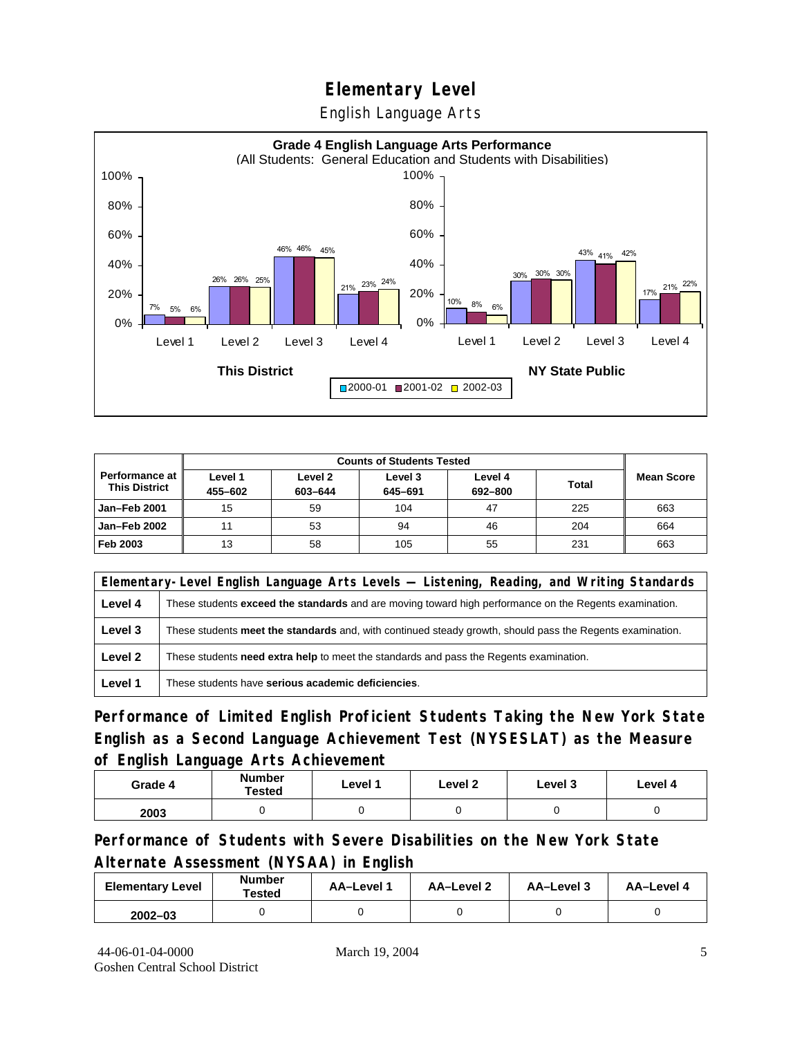# Elementary Level

English Language Arts

**Grade 4 English Language Arts Performance**
(All Students: General Education and Students with Disabilities)

| | This District 2000-01 | This District 2001-02 | This District 2002-03 | NY State Public 2000-01 | NY State Public 2001-02 | NY State Public 2002-03 |
|---|---|---|---|---|---|---|
| Level 1 | 7% | 5% | 6% | 10% | 8% | 6% |
| Level 2 | 26% | 26% | 25% | 30% | 30% | 30% |
| Level 3 | 46% | 46% | 45% | 43% | 41% | 42% |
| Level 4 | 21% | 23% | 24% | 17% | 21% | 22% |

| Performance at This District | Counts of Students Tested | | | | | Mean Score |
|---|---|---|---|---|---|---|
| | Level 1 455–602 | Level 2 603–644 | Level 3 645–691 | Level 4 692–800 | Total | |
| Jan–Feb 2001 | 15 | 59 | 104 | 47 | 225 | 663 |
| Jan–Feb 2002 | 11 | 53 | 94 | 46 | 204 | 664 |
| Feb 2003 | 13 | 58 | 105 | 55 | 231 | 663 |

| Elementary-Level English Language Arts Levels — Listening, Reading, and Writing Standards | |
|---|---|
| Level 4 | These students **exceed the standards** and are moving toward high performance on the Regents examination. |
| Level 3 | These students **meet the standards** and, with continued steady growth, should pass the Regents examination. |
| Level 2 | These students **need extra help** to meet the standards and pass the Regents examination. |
| Level 1 | These students have **serious academic deficiencies**. |

## Performance of Limited English Proficient Students Taking the New York State English as a Second Language Achievement Test (NYSESLAT) as the Measure of English Language Arts Achievement

| Grade 4 | Number Tested | Level 1 | Level 2 | Level 3 | Level 4 |
|---|---|---|---|---|---|
| 2003 | 0 | 0 | 0 | 0 | 0 |

## Performance of Students with Severe Disabilities on the New York State Alternate Assessment (NYSAA) in English

| Elementary Level | Number Tested | AA–Level 1 | AA–Level 2 | AA–Level 3 | AA–Level 4 |
|---|---|---|---|---|---|
| 2002–03 | 0 | 0 | 0 | 0 | 0 |

44-06-01-04-0000
Goshen Central School District

March 19, 2004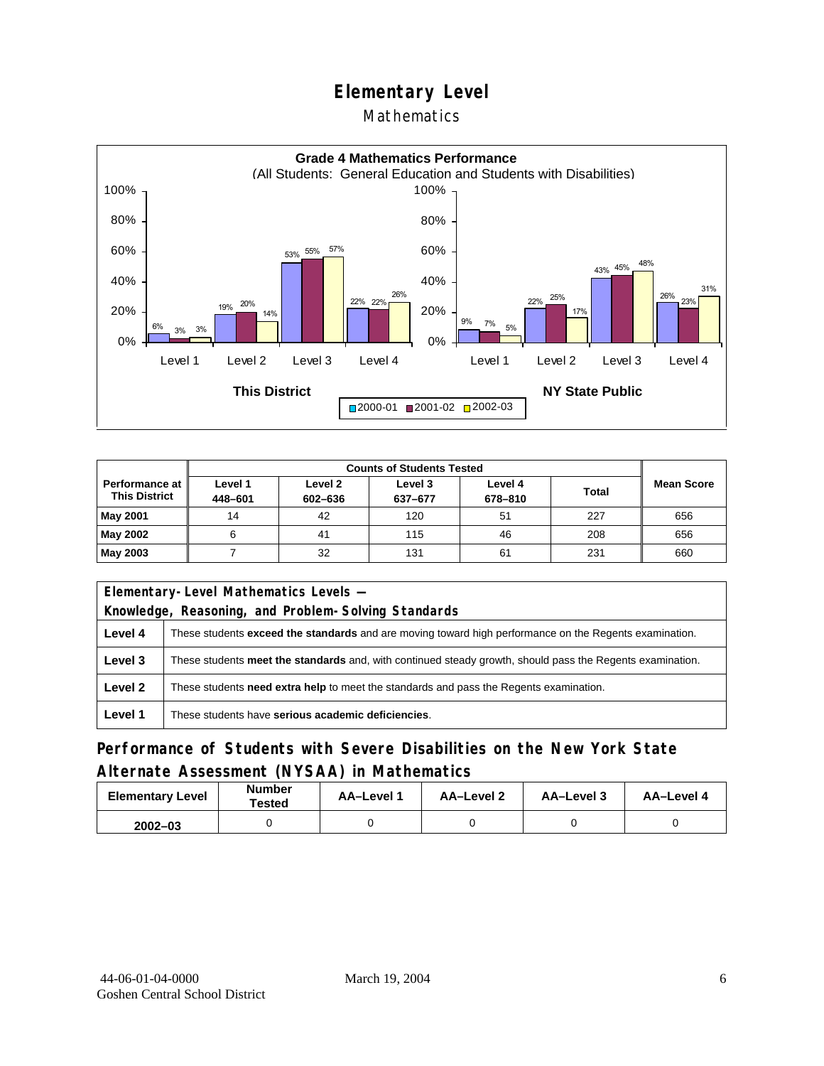# Elementary Level

## Mathematics

**Grade 4 Mathematics Performance**
(All Students: General Education and Students with Disabilities)

| | Level 1 | Level 2 | Level 3 | Level 4 |
|---|---|---|---|---|
| **This District** 2000-01 | 6% | 19% | 53% | 22% |
| **This District** 2001-02 | 3% | 20% | 55% | 22% |
| **This District** 2002-03 | 3% | 14% | 57% | 26% |
| **NY State Public** 2000-01 | 9% | 22% | 43% | 26% |
| **NY State Public** 2001-02 | 7% | 25% | 45% | 23% |
| **NY State Public** 2002-03 | 5% | 17% | 48% | 31% |

| Performance at This District | Counts of Students Tested | | | | | Mean Score |
|---|---|---|---|---|---|---|
| | Level 1 448–601 | Level 2 602–636 | Level 3 637–677 | Level 4 678–810 | Total | |
| **May 2001** | 14 | 42 | 120 | 51 | 227 | 656 |
| **May 2002** | 6 | 41 | 115 | 46 | 208 | 656 |
| **May 2003** | 7 | 32 | 131 | 61 | 231 | 660 |

| Elementary-Level Mathematics Levels — Knowledge, Reasoning, and Problem-Solving Standards | |
|---|---|
| **Level 4** | These students **exceed the standards** and are moving toward high performance on the Regents examination. |
| **Level 3** | These students **meet the standards** and, with continued steady growth, should pass the Regents examination. |
| **Level 2** | These students **need extra help** to meet the standards and pass the Regents examination. |
| **Level 1** | These students have **serious academic deficiencies**. |

## Performance of Students with Severe Disabilities on the New York State Alternate Assessment (NYSAA) in Mathematics

| Elementary Level | Number Tested | AA–Level 1 | AA–Level 2 | AA–Level 3 | AA–Level 4 |
|---|---|---|---|---|---|
| 2002–03 | 0 | 0 | 0 | 0 | 0 |

44-06-01-04-0000
Goshen Central School District

March 19, 2004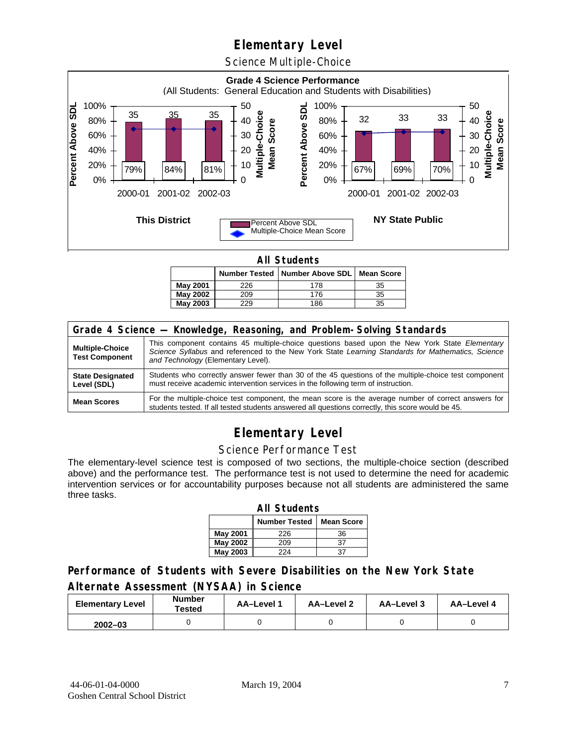# Elementary Level

## Science Multiple-Choice

**Grade 4 Science Performance**
(All Students: General Education and Students with Disabilities)

**This District**

| | 2000-01 | 2001-02 | 2002-03 |
|---|---|---|---|
| Percent Above SDL | 79% | 84% | 81% |
| Multiple-Choice Mean Score | 35 | 35 | 35 |

**NY State Public**

| | 2000-01 | 2001-02 | 2002-03 |
|---|---|---|---|
| Percent Above SDL | 67% | 69% | 70% |
| Multiple-Choice Mean Score | 32 | 33 | 33 |

### All Students

| | Number Tested | Number Above SDL | Mean Score |
|---|---|---|---|
| **May 2001** | 226 | 178 | 35 |
| **May 2002** | 209 | 176 | 35 |
| **May 2003** | 229 | 186 | 35 |

| Grade 4 Science — Knowledge, Reasoning, and Problem-Solving Standards | |
|---|---|
| **Multiple-Choice Test Component** | This component contains 45 multiple-choice questions based upon the New York State *Elementary Science Syllabus* and referenced to the New York State *Learning Standards for Mathematics, Science and Technology* (Elementary Level). |
| **State Designated Level (SDL)** | Students who correctly answer fewer than 30 of the 45 questions of the multiple-choice test component must receive academic intervention services in the following term of instruction. |
| **Mean Scores** | For the multiple-choice test component, the mean score is the average number of correct answers for students tested. If all tested students answered all questions correctly, this score would be 45. |

# Elementary Level

## Science Performance Test

The elementary-level science test is composed of two sections, the multiple-choice section (described above) and the performance test. The performance test is not used to determine the need for academic intervention services or for accountability purposes because not all students are administered the same three tasks.

### All Students

| | Number Tested | Mean Score |
|---|---|---|
| **May 2001** | 226 | 36 |
| **May 2002** | 209 | 37 |
| **May 2003** | 224 | 37 |

## Performance of Students with Severe Disabilities on the New York State Alternate Assessment (NYSAA) in Science

| Elementary Level | Number Tested | AA–Level 1 | AA–Level 2 | AA–Level 3 | AA–Level 4 |
|---|---|---|---|---|---|
| **2002–03** | 0 | 0 | 0 | 0 | 0 |

44-06-01-04-0000
Goshen Central School District

March 19, 2004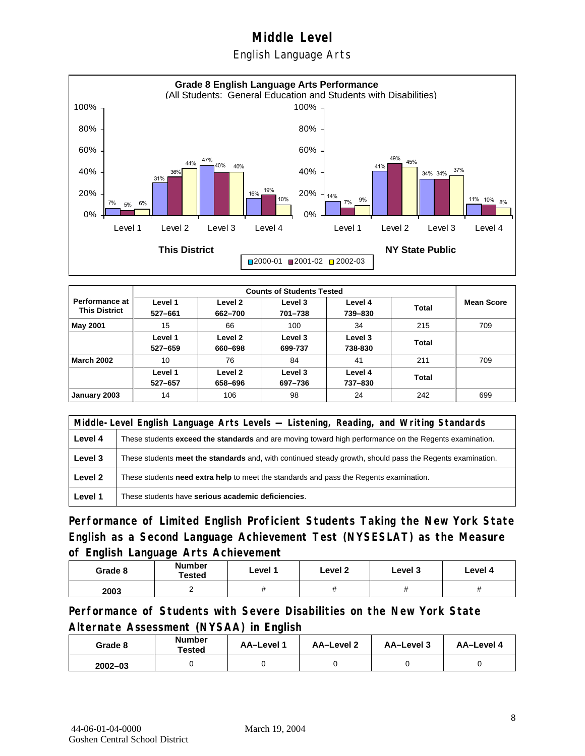# Middle Level

## English Language Arts

**Grade 8 English Language Arts Performance**
(All Students: General Education and Students with Disabilities)

| This District | 2000-01 | 2001-02 | 2002-03 |
|---|---|---|---|
| Level 1 | 7% | 5% | 6% |
| Level 2 | 31% | 36% | 44% |
| Level 3 | 47% | 40% | 40% |
| Level 4 | 16% | 19% | 10% |

| NY State Public | 2000-01 | 2001-02 | 2002-03 |
|---|---|---|---|
| Level 1 | 14% | 7% | 9% |
| Level 2 | 41% | 49% | 45% |
| Level 3 | 34% | 34% | 37% |
| Level 4 | 11% | 10% | 8% |

| Performance at This District | Counts of Students Tested | | | | | Mean Score |
|---|---|---|---|---|---|---|
| | Level 1 527–661 | Level 2 662–700 | Level 3 701–738 | Level 4 739–830 | Total | |
| **May 2001** | 15 | 66 | 100 | 34 | 215 | 709 |
| | Level 1 527–659 | Level 2 660–698 | Level 3 699-737 | Level 3 738-830 | Total | |
| **March 2002** | 10 | 76 | 84 | 41 | 211 | 709 |
| | Level 1 527–657 | Level 2 658–696 | Level 3 697–736 | Level 4 737–830 | Total | |
| **January 2003** | 14 | 106 | 98 | 24 | 242 | 699 |

| Middle-Level English Language Arts Levels — Listening, Reading, and Writing Standards | |
|---|---|
| **Level 4** | These students **exceed the standards** and are moving toward high performance on the Regents examination. |
| **Level 3** | These students **meet the standards** and, with continued steady growth, should pass the Regents examination. |
| **Level 2** | These students **need extra help** to meet the standards and pass the Regents examination. |
| **Level 1** | These students have **serious academic deficiencies**. |

## Performance of Limited English Proficient Students Taking the New York State English as a Second Language Achievement Test (NYSESLAT) as the Measure of English Language Arts Achievement

| Grade 8 | Number Tested | Level 1 | Level 2 | Level 3 | Level 4 |
|---|---|---|---|---|---|
| 2003 | 2 | # | # | # | # |

## Performance of Students with Severe Disabilities on the New York State Alternate Assessment (NYSAA) in English

| Grade 8 | Number Tested | AA–Level 1 | AA–Level 2 | AA–Level 3 | AA–Level 4 |
|---|---|---|---|---|---|
| 2002–03 | 0 | 0 | 0 | 0 | 0 |

44-06-01-04-0000 March 19, 2004
Goshen Central School District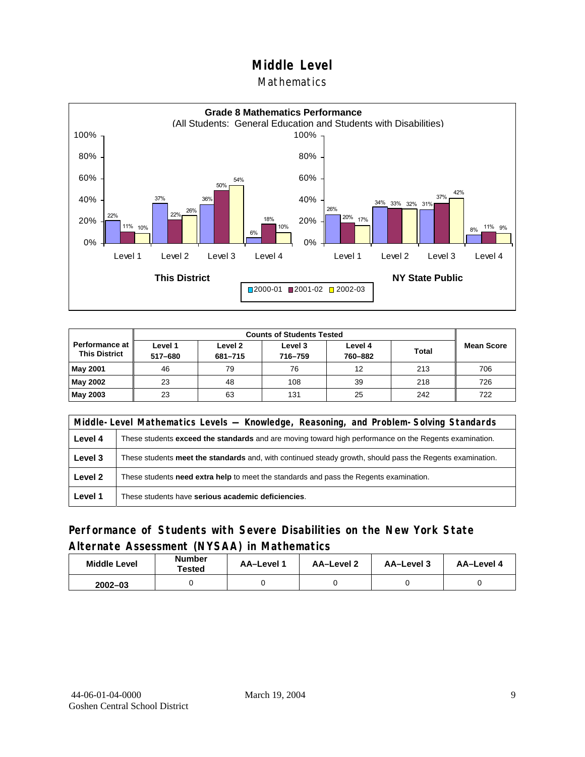# Middle Level

## Mathematics

**Grade 8 Mathematics Performance**
(All Students: General Education and Students with Disabilities)

| | This District 2000-01 | This District 2001-02 | This District 2002-03 | NY State Public 2000-01 | NY State Public 2001-02 | NY State Public 2002-03 |
|---|---|---|---|---|---|---|
| Level 1 | 22% | 11% | 10% | 26% | 20% | 17% |
| Level 2 | 37% | 22% | 26% | 34% | 33% | 32% |
| Level 3 | 36% | 50% | 54% | 31% | 37% | 42% |
| Level 4 | 6% | 18% | 10% | 8% | 11% | 9% |

| Performance at This District | Counts of Students Tested | | | | | Mean Score |
|---|---|---|---|---|---|---|
| | Level 1 517–680 | Level 2 681–715 | Level 3 716–759 | Level 4 760–882 | Total | |
| **May 2001** | 46 | 79 | 76 | 12 | 213 | 706 |
| **May 2002** | 23 | 48 | 108 | 39 | 218 | 726 |
| **May 2003** | 23 | 63 | 131 | 25 | 242 | 722 |

| Middle-Level Mathematics Levels — Knowledge, Reasoning, and Problem-Solving Standards | |
|---|---|
| **Level 4** | These students **exceed the standards** and are moving toward high performance on the Regents examination. |
| **Level 3** | These students **meet the standards** and, with continued steady growth, should pass the Regents examination. |
| **Level 2** | These students **need extra help** to meet the standards and pass the Regents examination. |
| **Level 1** | These students have **serious academic deficiencies**. |

## Performance of Students with Severe Disabilities on the New York State Alternate Assessment (NYSAA) in Mathematics

| Middle Level | Number Tested | AA–Level 1 | AA–Level 2 | AA–Level 3 | AA–Level 4 |
|---|---|---|---|---|---|
| 2002–03 | 0 | 0 | 0 | 0 | 0 |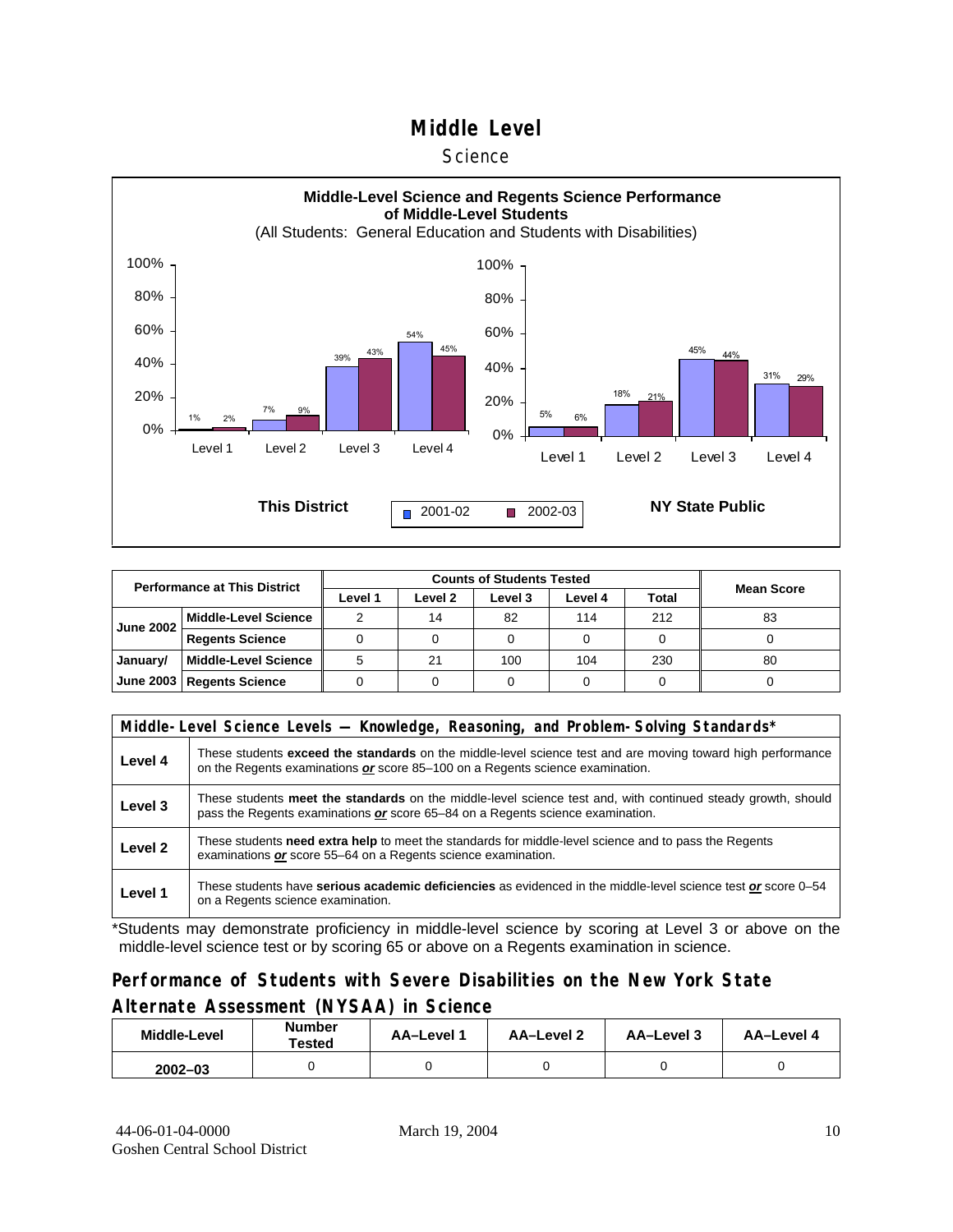# Middle Level

## Science

**Middle-Level Science and Regents Science Performance of Middle-Level Students**

(All Students: General Education and Students with Disabilities)

| | This District 2001-02 | This District 2002-03 | NY State Public 2001-02 | NY State Public 2002-03 |
|---|---|---|---|---|
| Level 1 | 1% | 2% | 5% | 6% |
| Level 2 | 7% | 9% | 18% | 21% |
| Level 3 | 39% | 43% | 45% | 44% |
| Level 4 | 54% | 45% | 31% | 29% |

| Performance at This District | | Counts of Students Tested | | | | | Mean Score |
|---|---|---|---|---|---|---|---|
| | | Level 1 | Level 2 | Level 3 | Level 4 | Total | |
| June 2002 | Middle-Level Science | 2 | 14 | 82 | 114 | 212 | 83 |
| | Regents Science | 0 | 0 | 0 | 0 | 0 | 0 |
| January/ June 2003 | Middle-Level Science | 5 | 21 | 100 | 104 | 230 | 80 |
| | Regents Science | 0 | 0 | 0 | 0 | 0 | 0 |

| Middle-Level Science Levels — Knowledge, Reasoning, and Problem-Solving Standards* | |
|---|---|
| Level 4 | These students **exceed the standards** on the middle-level science test and are moving toward high performance on the Regents examinations ***or*** score 85–100 on a Regents science examination. |
| Level 3 | These students **meet the standards** on the middle-level science test and, with continued steady growth, should pass the Regents examinations ***or*** score 65–84 on a Regents science examination. |
| Level 2 | These students **need extra help** to meet the standards for middle-level science and to pass the Regents examinations ***or*** score 55–64 on a Regents science examination. |
| Level 1 | These students have **serious academic deficiencies** as evidenced in the middle-level science test ***or*** score 0–54 on a Regents science examination. |

*Students may demonstrate proficiency in middle-level science by scoring at Level 3 or above on the middle-level science test or by scoring 65 or above on a Regents examination in science.

## Performance of Students with Severe Disabilities on the New York State Alternate Assessment (NYSAA) in Science

| Middle-Level | Number Tested | AA–Level 1 | AA–Level 2 | AA–Level 3 | AA–Level 4 |
|---|---|---|---|---|---|
| 2002–03 | 0 | 0 | 0 | 0 | 0 |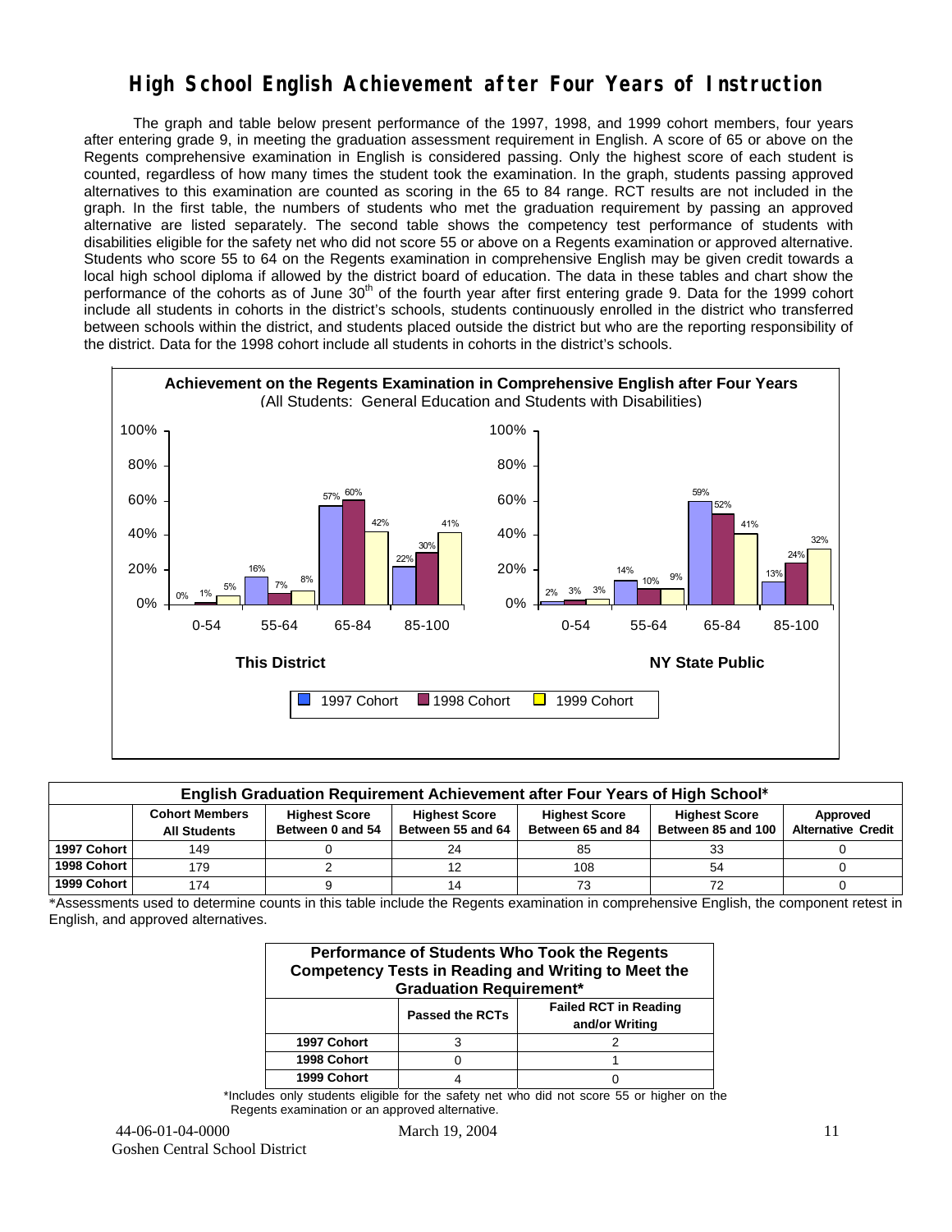# High School English Achievement after Four Years of Instruction

The graph and table below present performance of the 1997, 1998, and 1999 cohort members, four years after entering grade 9, in meeting the graduation assessment requirement in English. A score of 65 or above on the Regents comprehensive examination in English is considered passing. Only the highest score of each student is counted, regardless of how many times the student took the examination. In the graph, students passing approved alternatives to this examination are counted as scoring in the 65 to 84 range. RCT results are not included in the graph. In the first table, the numbers of students who met the graduation requirement by passing an approved alternative are listed separately. The second table shows the competency test performance of students with disabilities eligible for the safety net who did not score 55 or above on a Regents examination or approved alternative. Students who score 55 to 64 on the Regents examination in comprehensive English may be given credit towards a local high school diploma if allowed by the district board of education. The data in these tables and chart show the performance of the cohorts as of June 30th of the fourth year after first entering grade 9. Data for the 1999 cohort include all students in cohorts in the district's schools, students continuously enrolled in the district who transferred between schools within the district, and students placed outside the district but who are the reporting responsibility of the district. Data for the 1998 cohort include all students in cohorts in the district's schools.

**Achievement on the Regents Examination in Comprehensive English after Four Years**
(All Students: General Education and Students with Disabilities)

| | This District | | | NY State Public | | |
|---|---|---|---|---|---|---|
| Score | 1997 Cohort | 1998 Cohort | 1999 Cohort | 1997 Cohort | 1998 Cohort | 1999 Cohort |
| 0-54 | 0% | 1% | 5% | 2% | 3% | 3% |
| 55-64 | 16% | 7% | 8% | 14% | 10% | 9% |
| 65-84 | 57% | 60% | 42% | 59% | 52% | 41% |
| 85-100 | 22% | 30% | 41% | 13% | 24% | 32% |

| English Graduation Requirement Achievement after Four Years of High School* | | | | | | |
|---|---|---|---|---|---|---|
| | Cohort Members All Students | Highest Score Between 0 and 54 | Highest Score Between 55 and 64 | Highest Score Between 65 and 84 | Highest Score Between 85 and 100 | Approved Alternative Credit |
| 1997 Cohort | 149 | 0 | 24 | 85 | 33 | 0 |
| 1998 Cohort | 179 | 2 | 12 | 108 | 54 | 0 |
| 1999 Cohort | 174 | 9 | 14 | 73 | 72 | 0 |

*Assessments used to determine counts in this table include the Regents examination in comprehensive English, the component retest in English, and approved alternatives.

| Performance of Students Who Took the Regents Competency Tests in Reading and Writing to Meet the Graduation Requirement* | | |
|---|---|---|
| | Passed the RCTs | Failed RCT in Reading and/or Writing |
| 1997 Cohort | 3 | 2 |
| 1998 Cohort | 0 | 1 |
| 1999 Cohort | 4 | 0 |

*Includes only students eligible for the safety net who did not score 55 or higher on the Regents examination or an approved alternative.

44-06-01-04-0000 March 19, 2004
Goshen Central School District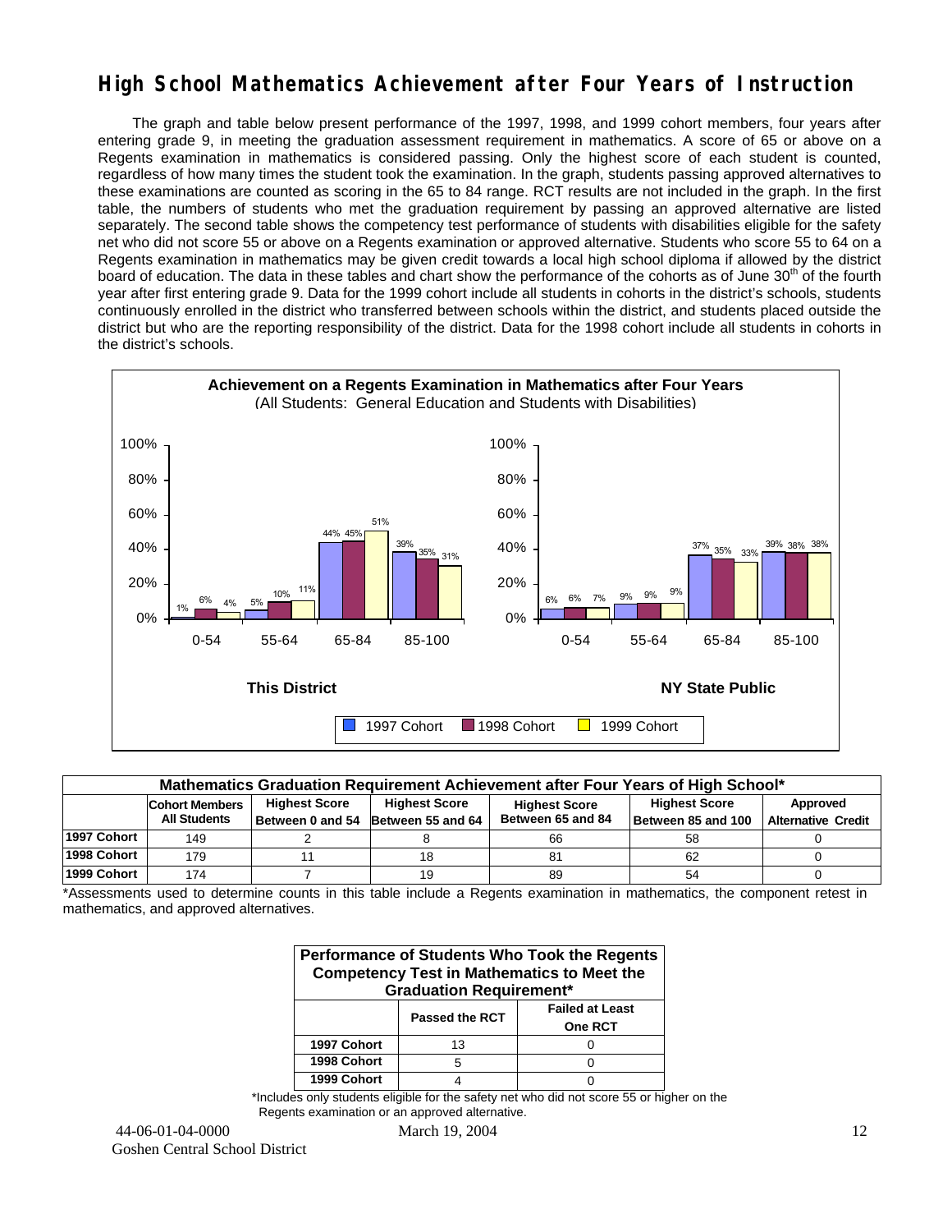# High School Mathematics Achievement after Four Years of Instruction

The graph and table below present performance of the 1997, 1998, and 1999 cohort members, four years after entering grade 9, in meeting the graduation assessment requirement in mathematics. A score of 65 or above on a Regents examination in mathematics is considered passing. Only the highest score of each student is counted, regardless of how many times the student took the examination. In the graph, students passing approved alternatives to these examinations are counted as scoring in the 65 to 84 range. RCT results are not included in the graph. In the first table, the numbers of students who met the graduation requirement by passing an approved alternative are listed separately. The second table shows the competency test performance of students with disabilities eligible for the safety net who did not score 55 or above on a Regents examination or approved alternative. Students who score 55 to 64 on a Regents examination in mathematics may be given credit towards a local high school diploma if allowed by the district board of education. The data in these tables and chart show the performance of the cohorts as of June 30th of the fourth year after first entering grade 9. Data for the 1999 cohort include all students in cohorts in the district's schools, students continuously enrolled in the district who transferred between schools within the district, and students placed outside the district but who are the reporting responsibility of the district. Data for the 1998 cohort include all students in cohorts in the district's schools.

**Achievement on a Regents Examination in Mathematics after Four Years**
(All Students: General Education and Students with Disabilities)

**This District**

| Score Range | 1997 Cohort | 1998 Cohort | 1999 Cohort |
|---|---|---|---|
| 0-54 | 1% | 6% | 4% |
| 55-64 | 5% | 10% | 11% |
| 65-84 | 44% | 45% | 51% |
| 85-100 | 39% | 35% | 31% |

**NY State Public**

| Score Range | 1997 Cohort | 1998 Cohort | 1999 Cohort |
|---|---|---|---|
| 0-54 | 6% | 6% | 7% |
| 55-64 | 9% | 9% | 9% |
| 65-84 | 37% | 35% | 33% |
| 85-100 | 39% | 38% | 38% |

| Mathematics Graduation Requirement Achievement after Four Years of High School* | | | | | | |
|---|---|---|---|---|---|---|
| | Cohort Members All Students | Highest Score Between 0 and 54 | Highest Score Between 55 and 64 | Highest Score Between 65 and 84 | Highest Score Between 85 and 100 | Approved Alternative Credit |
| 1997 Cohort | 149 | 2 | 8 | 66 | 58 | 0 |
| 1998 Cohort | 179 | 11 | 18 | 81 | 62 | 0 |
| 1999 Cohort | 174 | 7 | 19 | 89 | 54 | 0 |

*Assessments used to determine counts in this table include a Regents examination in mathematics, the component retest in mathematics, and approved alternatives.

| Performance of Students Who Took the Regents Competency Test in Mathematics to Meet the Graduation Requirement* | | |
|---|---|---|
| | Passed the RCT | Failed at Least One RCT |
| 1997 Cohort | 13 | 0 |
| 1998 Cohort | 5 | 0 |
| 1999 Cohort | 4 | 0 |

*Includes only students eligible for the safety net who did not score 55 or higher on the Regents examination or an approved alternative.

44-06-01-04-0000 March 19, 2004
Goshen Central School District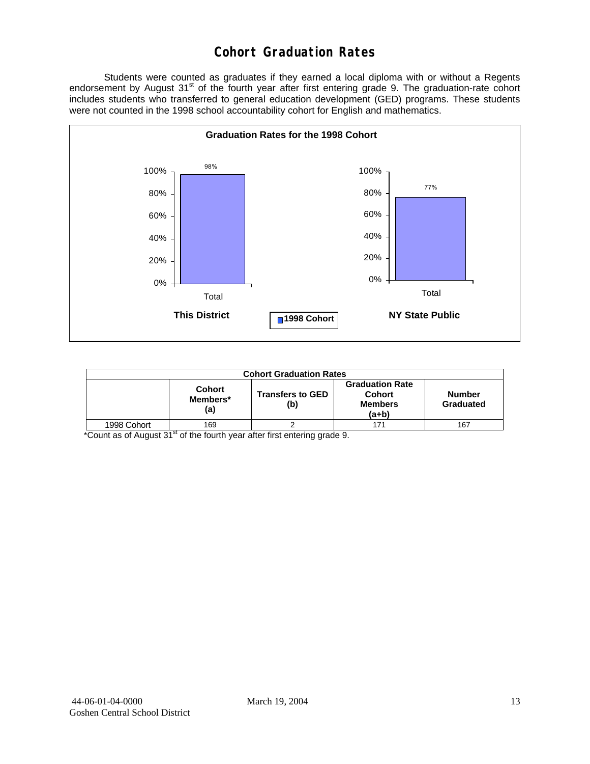# Cohort Graduation Rates

Students were counted as graduates if they earned a local diploma with or without a Regents endorsement by August 31st of the fourth year after first entering grade 9. The graduation-rate cohort includes students who transferred to general education development (GED) programs. These students were not counted in the 1998 school accountability cohort for English and mathematics.

**Graduation Rates for the 1998 Cohort**

| | This District | NY State Public |
|---|---|---|
| Total (1998 Cohort) | 98% | 77% |

| Cohort Graduation Rates | | | | |
|---|---|---|---|---|
| | Cohort Members* (a) | Transfers to GED (b) | Graduation Rate Cohort Members (a+b) | Number Graduated |
| 1998 Cohort | 169 | 2 | 171 | 167 |

*Count as of August 31st of the fourth year after first entering grade 9.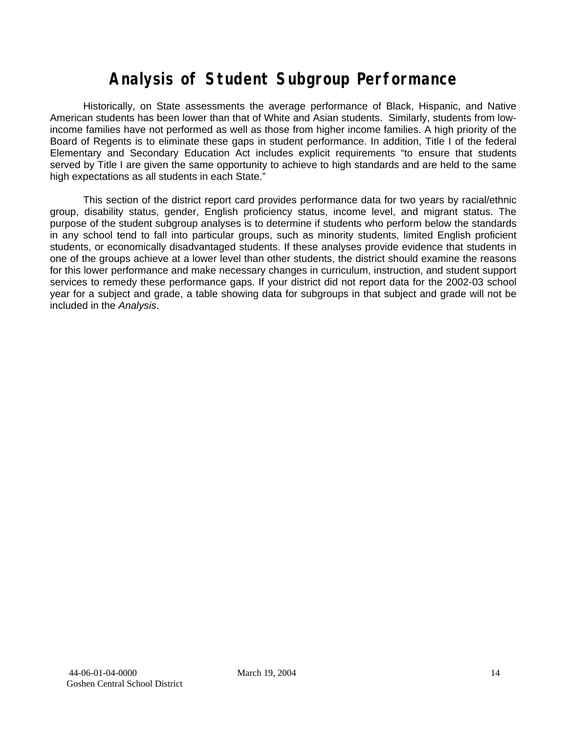# Analysis of Student Subgroup Performance

Historically, on State assessments the average performance of Black, Hispanic, and Native American students has been lower than that of White and Asian students. Similarly, students from low-income families have not performed as well as those from higher income families. A high priority of the Board of Regents is to eliminate these gaps in student performance. In addition, Title I of the federal Elementary and Secondary Education Act includes explicit requirements "to ensure that students served by Title I are given the same opportunity to achieve to high standards and are held to the same high expectations as all students in each State."

This section of the district report card provides performance data for two years by racial/ethnic group, disability status, gender, English proficiency status, income level, and migrant status. The purpose of the student subgroup analyses is to determine if students who perform below the standards in any school tend to fall into particular groups, such as minority students, limited English proficient students, or economically disadvantaged students. If these analyses provide evidence that students in one of the groups achieve at a lower level than other students, the district should examine the reasons for this lower performance and make necessary changes in curriculum, instruction, and student support services to remedy these performance gaps. If your district did not report data for the 2002-03 school year for a subject and grade, a table showing data for subgroups in that subject and grade will not be included in the *Analysis*.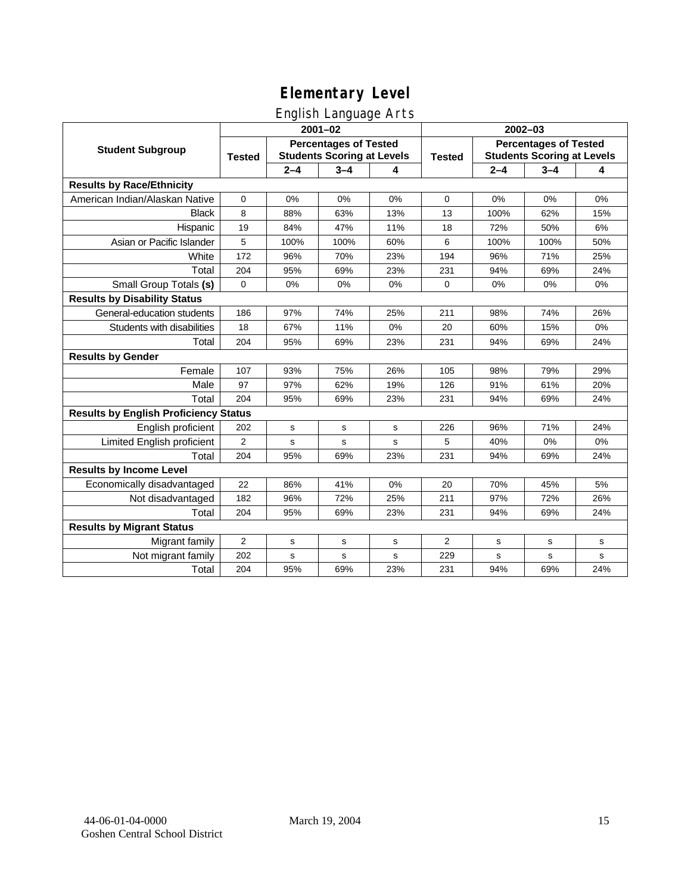# Elementary Level

## English Language Arts

| Student Subgroup | 2001–02 | | | | 2002–03 | | | |
|---|---|---|---|---|---|---|---|---|
| | Tested | Percentages of Tested Students Scoring at Levels | | | Tested | Percentages of Tested Students Scoring at Levels | | |
| | | 2–4 | 3–4 | 4 | | 2–4 | 3–4 | 4 |
| **Results by Race/Ethnicity** | | | | | | | | |
| American Indian/Alaskan Native | 0 | 0% | 0% | 0% | 0 | 0% | 0% | 0% |
| Black | 8 | 88% | 63% | 13% | 13 | 100% | 62% | 15% |
| Hispanic | 19 | 84% | 47% | 11% | 18 | 72% | 50% | 6% |
| Asian or Pacific Islander | 5 | 100% | 100% | 60% | 6 | 100% | 100% | 50% |
| White | 172 | 96% | 70% | 23% | 194 | 96% | 71% | 25% |
| Total | 204 | 95% | 69% | 23% | 231 | 94% | 69% | 24% |
| Small Group Totals **(s)** | 0 | 0% | 0% | 0% | 0 | 0% | 0% | 0% |
| **Results by Disability Status** | | | | | | | | |
| General-education students | 186 | 97% | 74% | 25% | 211 | 98% | 74% | 26% |
| Students with disabilities | 18 | 67% | 11% | 0% | 20 | 60% | 15% | 0% |
| Total | 204 | 95% | 69% | 23% | 231 | 94% | 69% | 24% |
| **Results by Gender** | | | | | | | | |
| Female | 107 | 93% | 75% | 26% | 105 | 98% | 79% | 29% |
| Male | 97 | 97% | 62% | 19% | 126 | 91% | 61% | 20% |
| Total | 204 | 95% | 69% | 23% | 231 | 94% | 69% | 24% |
| **Results by English Proficiency Status** | | | | | | | | |
| English proficient | 202 | s | s | s | 226 | 96% | 71% | 24% |
| Limited English proficient | 2 | s | s | s | 5 | 40% | 0% | 0% |
| Total | 204 | 95% | 69% | 23% | 231 | 94% | 69% | 24% |
| **Results by Income Level** | | | | | | | | |
| Economically disadvantaged | 22 | 86% | 41% | 0% | 20 | 70% | 45% | 5% |
| Not disadvantaged | 182 | 96% | 72% | 25% | 211 | 97% | 72% | 26% |
| Total | 204 | 95% | 69% | 23% | 231 | 94% | 69% | 24% |
| **Results by Migrant Status** | | | | | | | | |
| Migrant family | 2 | s | s | s | 2 | s | s | s |
| Not migrant family | 202 | s | s | s | 229 | s | s | s |
| Total | 204 | 95% | 69% | 23% | 231 | 94% | 69% | 24% |

44-06-01-04-0000 Goshen Central School District

March 19, 2004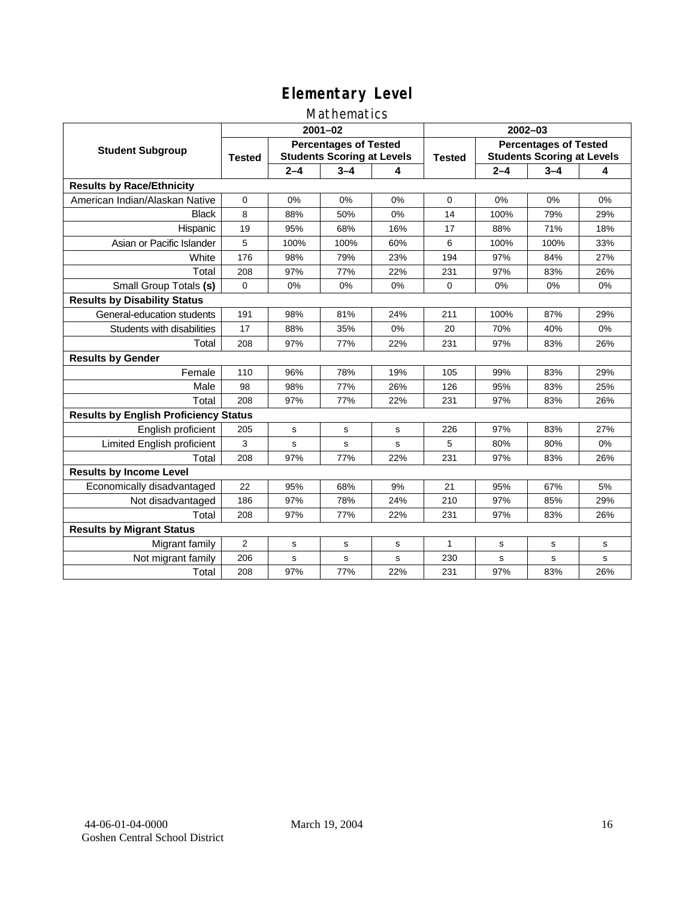# Elementary Level

## Mathematics

| Student Subgroup | 2001–02 | | | | 2002–03 | | | |
|---|---|---|---|---|---|---|---|---|
| | Tested | Percentages of Tested Students Scoring at Levels | | | Tested | Percentages of Tested Students Scoring at Levels | | |
| | | 2–4 | 3–4 | 4 | | 2–4 | 3–4 | 4 |
| **Results by Race/Ethnicity** | | | | | | | | |
| American Indian/Alaskan Native | 0 | 0% | 0% | 0% | 0 | 0% | 0% | 0% |
| Black | 8 | 88% | 50% | 0% | 14 | 100% | 79% | 29% |
| Hispanic | 19 | 95% | 68% | 16% | 17 | 88% | 71% | 18% |
| Asian or Pacific Islander | 5 | 100% | 100% | 60% | 6 | 100% | 100% | 33% |
| White | 176 | 98% | 79% | 23% | 194 | 97% | 84% | 27% |
| Total | 208 | 97% | 77% | 22% | 231 | 97% | 83% | 26% |
| Small Group Totals **(s)** | 0 | 0% | 0% | 0% | 0 | 0% | 0% | 0% |
| **Results by Disability Status** | | | | | | | | |
| General-education students | 191 | 98% | 81% | 24% | 211 | 100% | 87% | 29% |
| Students with disabilities | 17 | 88% | 35% | 0% | 20 | 70% | 40% | 0% |
| Total | 208 | 97% | 77% | 22% | 231 | 97% | 83% | 26% |
| **Results by Gender** | | | | | | | | |
| Female | 110 | 96% | 78% | 19% | 105 | 99% | 83% | 29% |
| Male | 98 | 98% | 77% | 26% | 126 | 95% | 83% | 25% |
| Total | 208 | 97% | 77% | 22% | 231 | 97% | 83% | 26% |
| **Results by English Proficiency Status** | | | | | | | | |
| English proficient | 205 | s | s | s | 226 | 97% | 83% | 27% |
| Limited English proficient | 3 | s | s | s | 5 | 80% | 80% | 0% |
| Total | 208 | 97% | 77% | 22% | 231 | 97% | 83% | 26% |
| **Results by Income Level** | | | | | | | | |
| Economically disadvantaged | 22 | 95% | 68% | 9% | 21 | 95% | 67% | 5% |
| Not disadvantaged | 186 | 97% | 78% | 24% | 210 | 97% | 85% | 29% |
| Total | 208 | 97% | 77% | 22% | 231 | 97% | 83% | 26% |
| **Results by Migrant Status** | | | | | | | | |
| Migrant family | 2 | s | s | s | 1 | s | s | s |
| Not migrant family | 206 | s | s | s | 230 | s | s | s |
| Total | 208 | 97% | 77% | 22% | 231 | 97% | 83% | 26% |

44-06-01-04-0000
Goshen Central School District

March 19, 2004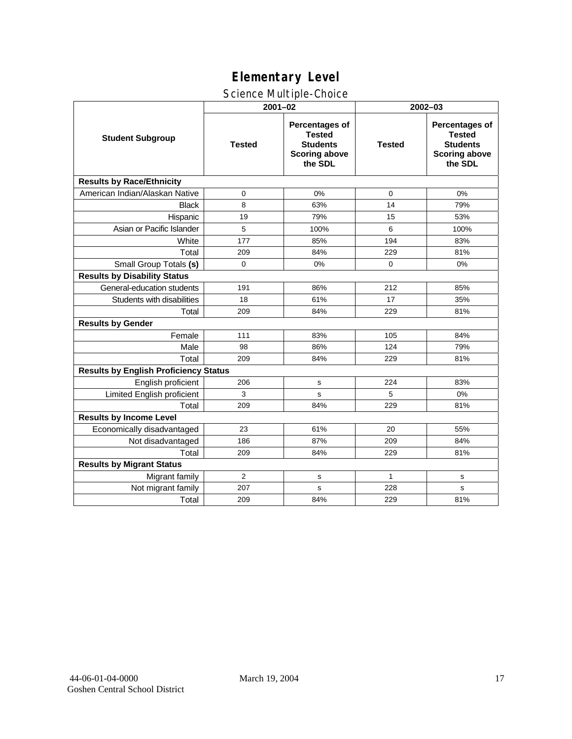# Elementary Level

## Science Multiple-Choice

| Student Subgroup | 2001–02 | | 2002–03 | |
|---|---|---|---|---|
| | Tested | Percentages of Tested Students Scoring above the SDL | Tested | Percentages of Tested Students Scoring above the SDL |
| **Results by Race/Ethnicity** | | | | |
| American Indian/Alaskan Native | 0 | 0% | 0 | 0% |
| Black | 8 | 63% | 14 | 79% |
| Hispanic | 19 | 79% | 15 | 53% |
| Asian or Pacific Islander | 5 | 100% | 6 | 100% |
| White | 177 | 85% | 194 | 83% |
| Total | 209 | 84% | 229 | 81% |
| Small Group Totals **(s)** | 0 | 0% | 0 | 0% |
| **Results by Disability Status** | | | | |
| General-education students | 191 | 86% | 212 | 85% |
| Students with disabilities | 18 | 61% | 17 | 35% |
| Total | 209 | 84% | 229 | 81% |
| **Results by Gender** | | | | |
| Female | 111 | 83% | 105 | 84% |
| Male | 98 | 86% | 124 | 79% |
| Total | 209 | 84% | 229 | 81% |
| **Results by English Proficiency Status** | | | | |
| English proficient | 206 | s | 224 | 83% |
| Limited English proficient | 3 | s | 5 | 0% |
| Total | 209 | 84% | 229 | 81% |
| **Results by Income Level** | | | | |
| Economically disadvantaged | 23 | 61% | 20 | 55% |
| Not disadvantaged | 186 | 87% | 209 | 84% |
| Total | 209 | 84% | 229 | 81% |
| **Results by Migrant Status** | | | | |
| Migrant family | 2 | s | 1 | s |
| Not migrant family | 207 | s | 228 | s |
| Total | 209 | 84% | 229 | 81% |

44-06-01-04-0000 Goshen Central School District — March 19, 2004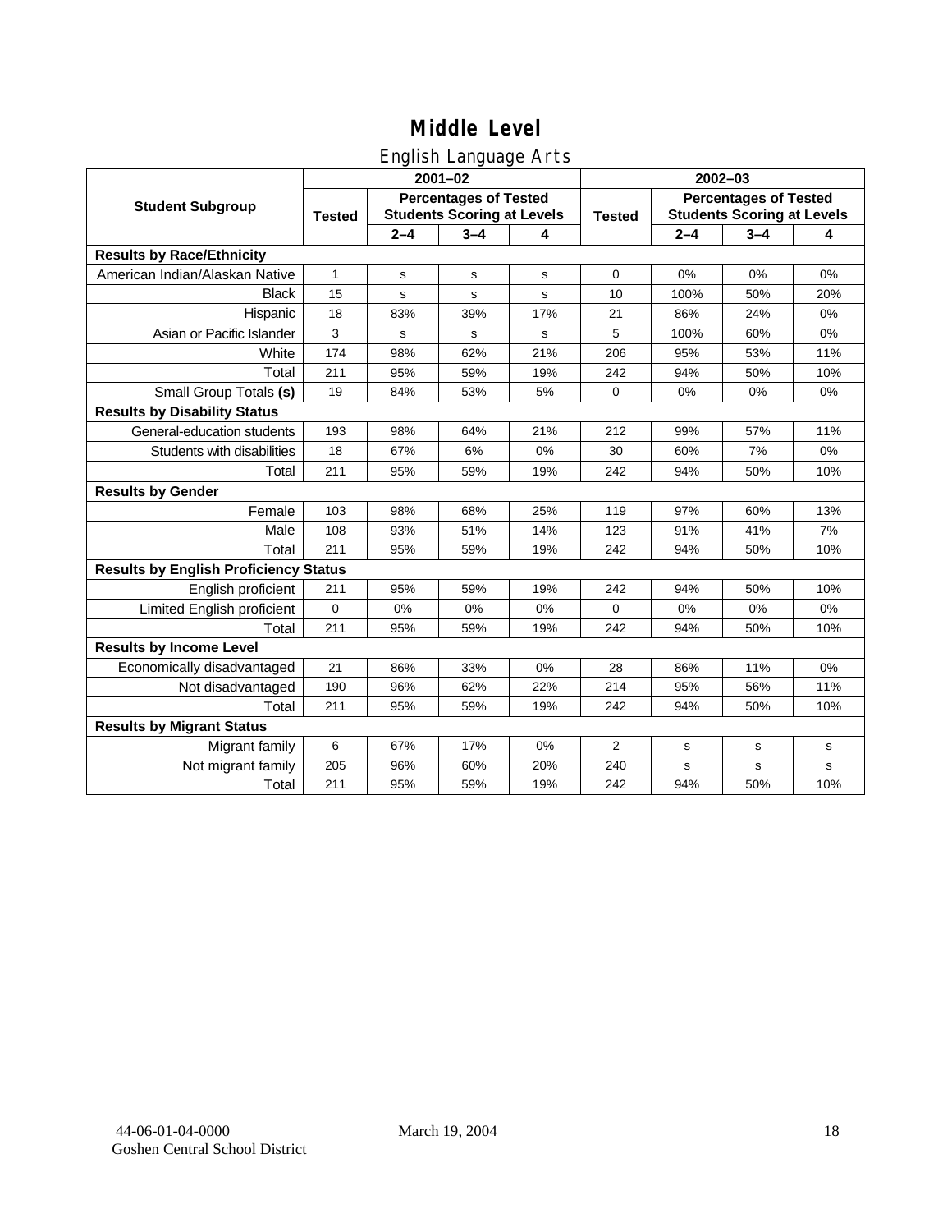# Middle Level

## English Language Arts

| Student Subgroup | 2001–02 | | | | 2002–03 | | | |
|---|---|---|---|---|---|---|---|---|
| | Tested | Percentages of Tested Students Scoring at Levels | | | Tested | Percentages of Tested Students Scoring at Levels | | |
| | | 2–4 | 3–4 | 4 | | 2–4 | 3–4 | 4 |
| **Results by Race/Ethnicity** | | | | | | | | |
| American Indian/Alaskan Native | 1 | s | s | s | 0 | 0% | 0% | 0% |
| Black | 15 | s | s | s | 10 | 100% | 50% | 20% |
| Hispanic | 18 | 83% | 39% | 17% | 21 | 86% | 24% | 0% |
| Asian or Pacific Islander | 3 | s | s | s | 5 | 100% | 60% | 0% |
| White | 174 | 98% | 62% | 21% | 206 | 95% | 53% | 11% |
| Total | 211 | 95% | 59% | 19% | 242 | 94% | 50% | 10% |
| Small Group Totals **(s)** | 19 | 84% | 53% | 5% | 0 | 0% | 0% | 0% |
| **Results by Disability Status** | | | | | | | | |
| General-education students | 193 | 98% | 64% | 21% | 212 | 99% | 57% | 11% |
| Students with disabilities | 18 | 67% | 6% | 0% | 30 | 60% | 7% | 0% |
| Total | 211 | 95% | 59% | 19% | 242 | 94% | 50% | 10% |
| **Results by Gender** | | | | | | | | |
| Female | 103 | 98% | 68% | 25% | 119 | 97% | 60% | 13% |
| Male | 108 | 93% | 51% | 14% | 123 | 91% | 41% | 7% |
| Total | 211 | 95% | 59% | 19% | 242 | 94% | 50% | 10% |
| **Results by English Proficiency Status** | | | | | | | | |
| English proficient | 211 | 95% | 59% | 19% | 242 | 94% | 50% | 10% |
| Limited English proficient | 0 | 0% | 0% | 0% | 0 | 0% | 0% | 0% |
| Total | 211 | 95% | 59% | 19% | 242 | 94% | 50% | 10% |
| **Results by Income Level** | | | | | | | | |
| Economically disadvantaged | 21 | 86% | 33% | 0% | 28 | 86% | 11% | 0% |
| Not disadvantaged | 190 | 96% | 62% | 22% | 214 | 95% | 56% | 11% |
| Total | 211 | 95% | 59% | 19% | 242 | 94% | 50% | 10% |
| **Results by Migrant Status** | | | | | | | | |
| Migrant family | 6 | 67% | 17% | 0% | 2 | s | s | s |
| Not migrant family | 205 | 96% | 60% | 20% | 240 | s | s | s |
| Total | 211 | 95% | 59% | 19% | 242 | 94% | 50% | 10% |

44-06-01-04-0000 March 19, 2004
Goshen Central School District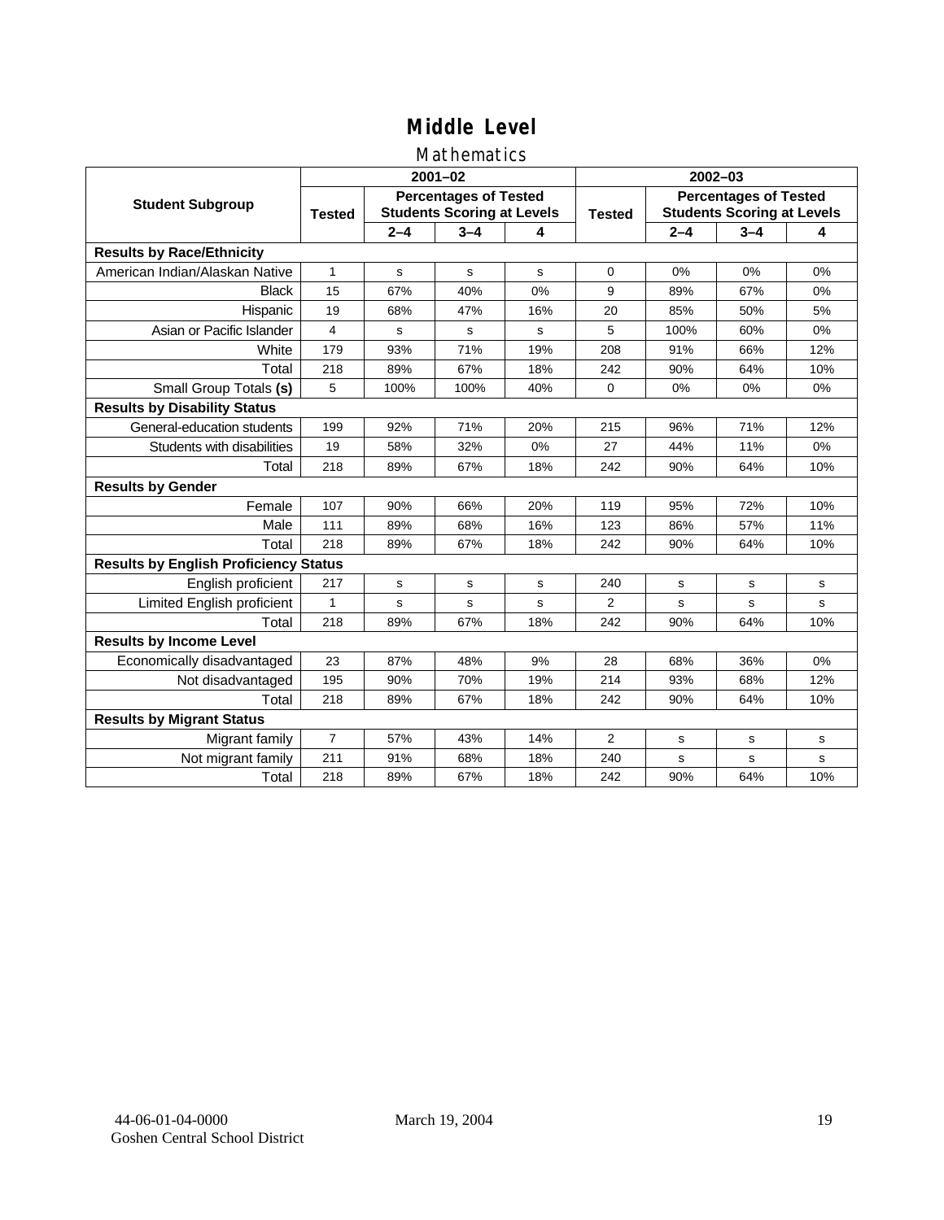# Middle Level

## Mathematics

| Student Subgroup | 2001–02 | | | | 2002–03 | | | |
|---|---|---|---|---|---|---|---|---|
| | Tested | Percentages of Tested Students Scoring at Levels | | | Tested | Percentages of Tested Students Scoring at Levels | | |
| | | 2–4 | 3–4 | 4 | | 2–4 | 3–4 | 4 |
| **Results by Race/Ethnicity** | | | | | | | | |
| American Indian/Alaskan Native | 1 | s | s | s | 0 | 0% | 0% | 0% |
| Black | 15 | 67% | 40% | 0% | 9 | 89% | 67% | 0% |
| Hispanic | 19 | 68% | 47% | 16% | 20 | 85% | 50% | 5% |
| Asian or Pacific Islander | 4 | s | s | s | 5 | 100% | 60% | 0% |
| White | 179 | 93% | 71% | 19% | 208 | 91% | 66% | 12% |
| Total | 218 | 89% | 67% | 18% | 242 | 90% | 64% | 10% |
| Small Group Totals **(s)** | 5 | 100% | 100% | 40% | 0 | 0% | 0% | 0% |
| **Results by Disability Status** | | | | | | | | |
| General-education students | 199 | 92% | 71% | 20% | 215 | 96% | 71% | 12% |
| Students with disabilities | 19 | 58% | 32% | 0% | 27 | 44% | 11% | 0% |
| Total | 218 | 89% | 67% | 18% | 242 | 90% | 64% | 10% |
| **Results by Gender** | | | | | | | | |
| Female | 107 | 90% | 66% | 20% | 119 | 95% | 72% | 10% |
| Male | 111 | 89% | 68% | 16% | 123 | 86% | 57% | 11% |
| Total | 218 | 89% | 67% | 18% | 242 | 90% | 64% | 10% |
| **Results by English Proficiency Status** | | | | | | | | |
| English proficient | 217 | s | s | s | 240 | s | s | s |
| Limited English proficient | 1 | s | s | s | 2 | s | s | s |
| Total | 218 | 89% | 67% | 18% | 242 | 90% | 64% | 10% |
| **Results by Income Level** | | | | | | | | |
| Economically disadvantaged | 23 | 87% | 48% | 9% | 28 | 68% | 36% | 0% |
| Not disadvantaged | 195 | 90% | 70% | 19% | 214 | 93% | 68% | 12% |
| Total | 218 | 89% | 67% | 18% | 242 | 90% | 64% | 10% |
| **Results by Migrant Status** | | | | | | | | |
| Migrant family | 7 | 57% | 43% | 14% | 2 | s | s | s |
| Not migrant family | 211 | 91% | 68% | 18% | 240 | s | s | s |
| Total | 218 | 89% | 67% | 18% | 242 | 90% | 64% | 10% |

44-06-01-04-0000
Goshen Central School District

March 19, 2004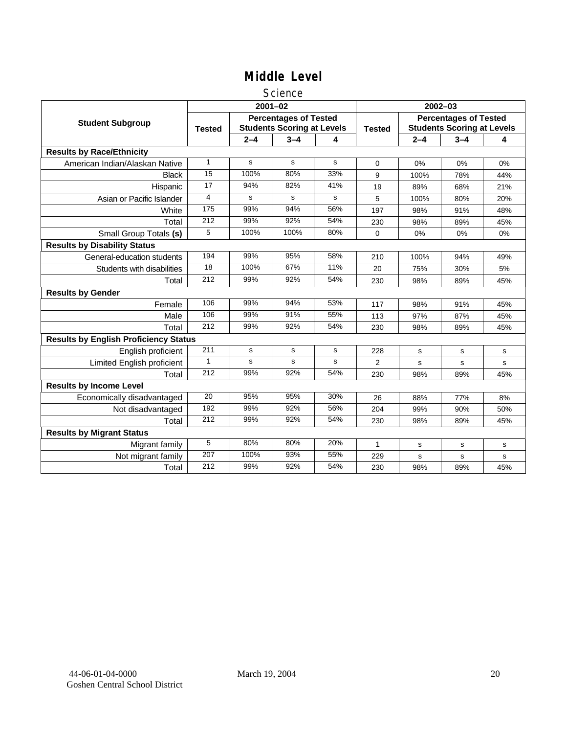# Middle Level

## Science

| Student Subgroup | 2001–02 | | | | 2002–03 | | | |
|---|---|---|---|---|---|---|---|---|
| | Tested | Percentages of Tested Students Scoring at Levels | | | Tested | Percentages of Tested Students Scoring at Levels | | |
| | | 2–4 | 3–4 | 4 | | 2–4 | 3–4 | 4 |
| **Results by Race/Ethnicity** | | | | | | | | |
| American Indian/Alaskan Native | 1 | s | s | s | 0 | 0% | 0% | 0% |
| Black | 15 | 100% | 80% | 33% | 9 | 100% | 78% | 44% |
| Hispanic | 17 | 94% | 82% | 41% | 19 | 89% | 68% | 21% |
| Asian or Pacific Islander | 4 | s | s | s | 5 | 100% | 80% | 20% |
| White | 175 | 99% | 94% | 56% | 197 | 98% | 91% | 48% |
| Total | 212 | 99% | 92% | 54% | 230 | 98% | 89% | 45% |
| Small Group Totals **(s)** | 5 | 100% | 100% | 80% | 0 | 0% | 0% | 0% |
| **Results by Disability Status** | | | | | | | | |
| General-education students | 194 | 99% | 95% | 58% | 210 | 100% | 94% | 49% |
| Students with disabilities | 18 | 100% | 67% | 11% | 20 | 75% | 30% | 5% |
| Total | 212 | 99% | 92% | 54% | 230 | 98% | 89% | 45% |
| **Results by Gender** | | | | | | | | |
| Female | 106 | 99% | 94% | 53% | 117 | 98% | 91% | 45% |
| Male | 106 | 99% | 91% | 55% | 113 | 97% | 87% | 45% |
| Total | 212 | 99% | 92% | 54% | 230 | 98% | 89% | 45% |
| **Results by English Proficiency Status** | | | | | | | | |
| English proficient | 211 | s | s | s | 228 | s | s | s |
| Limited English proficient | 1 | s | s | s | 2 | s | s | s |
| Total | 212 | 99% | 92% | 54% | 230 | 98% | 89% | 45% |
| **Results by Income Level** | | | | | | | | |
| Economically disadvantaged | 20 | 95% | 95% | 30% | 26 | 88% | 77% | 8% |
| Not disadvantaged | 192 | 99% | 92% | 56% | 204 | 99% | 90% | 50% |
| Total | 212 | 99% | 92% | 54% | 230 | 98% | 89% | 45% |
| **Results by Migrant Status** | | | | | | | | |
| Migrant family | 5 | 80% | 80% | 20% | 1 | s | s | s |
| Not migrant family | 207 | 100% | 93% | 55% | 229 | s | s | s |
| Total | 212 | 99% | 92% | 54% | 230 | 98% | 89% | 45% |

44-06-01-04-0000
Goshen Central School District

March 19, 2004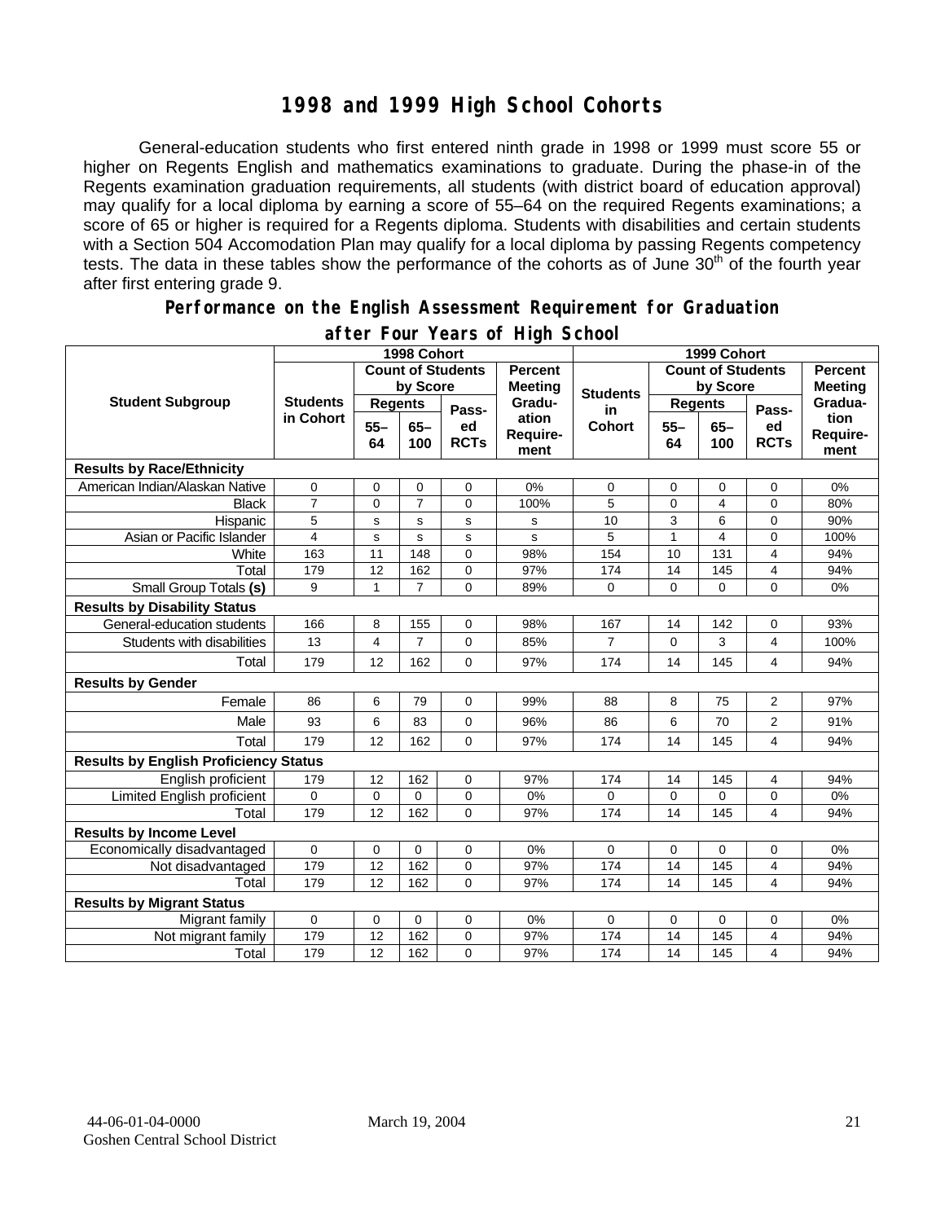# 1998 and 1999 High School Cohorts

General-education students who first entered ninth grade in 1998 or 1999 must score 55 or higher on Regents English and mathematics examinations to graduate. During the phase-in of the Regents examination graduation requirements, all students (with district board of education approval) may qualify for a local diploma by earning a score of 55–64 on the required Regents examinations; a score of 65 or higher is required for a Regents diploma. Students with disabilities and certain students with a Section 504 Accomodation Plan may qualify for a local diploma by passing Regents competency tests. The data in these tables show the performance of the cohorts as of June 30th of the fourth year after first entering grade 9.

## Performance on the English Assessment Requirement for Graduation after Four Years of High School

| Student Subgroup | 1998 Cohort | | | | | 1999 Cohort | | | | |
|---|---|---|---|---|---|---|---|---|---|---|
| | Students in Cohort | Count of Students by Score | | | Percent Meeting Graduation Requirement | Students in Cohort | Count of Students by Score | | | Percent Meeting Graduation Requirement |
| | | Regents 55–64 | Regents 65–100 | Passed RCTs | | | Regents 55–64 | Regents 65–100 | Passed RCTs | |
| **Results by Race/Ethnicity** | | | | | | | | | | |
| American Indian/Alaskan Native | 0 | 0 | 0 | 0 | 0% | 0 | 0 | 0 | 0 | 0% |
| Black | 7 | 0 | 7 | 0 | 100% | 5 | 0 | 4 | 0 | 80% |
| Hispanic | 5 | s | s | s | s | 10 | 3 | 6 | 0 | 90% |
| Asian or Pacific Islander | 4 | s | s | s | s | 5 | 1 | 4 | 0 | 100% |
| White | 163 | 11 | 148 | 0 | 98% | 154 | 10 | 131 | 4 | 94% |
| Total | 179 | 12 | 162 | 0 | 97% | 174 | 14 | 145 | 4 | 94% |
| Small Group Totals **(s)** | 9 | 1 | 7 | 0 | 89% | 0 | 0 | 0 | 0 | 0% |
| **Results by Disability Status** | | | | | | | | | | |
| General-education students | 166 | 8 | 155 | 0 | 98% | 167 | 14 | 142 | 0 | 93% |
| Students with disabilities | 13 | 4 | 7 | 0 | 85% | 7 | 0 | 3 | 4 | 100% |
| Total | 179 | 12 | 162 | 0 | 97% | 174 | 14 | 145 | 4 | 94% |
| **Results by Gender** | | | | | | | | | | |
| Female | 86 | 6 | 79 | 0 | 99% | 88 | 8 | 75 | 2 | 97% |
| Male | 93 | 6 | 83 | 0 | 96% | 86 | 6 | 70 | 2 | 91% |
| Total | 179 | 12 | 162 | 0 | 97% | 174 | 14 | 145 | 4 | 94% |
| **Results by English Proficiency Status** | | | | | | | | | | |
| English proficient | 179 | 12 | 162 | 0 | 97% | 174 | 14 | 145 | 4 | 94% |
| Limited English proficient | 0 | 0 | 0 | 0 | 0% | 0 | 0 | 0 | 0 | 0% |
| Total | 179 | 12 | 162 | 0 | 97% | 174 | 14 | 145 | 4 | 94% |
| **Results by Income Level** | | | | | | | | | | |
| Economically disadvantaged | 0 | 0 | 0 | 0 | 0% | 0 | 0 | 0 | 0 | 0% |
| Not disadvantaged | 179 | 12 | 162 | 0 | 97% | 174 | 14 | 145 | 4 | 94% |
| Total | 179 | 12 | 162 | 0 | 97% | 174 | 14 | 145 | 4 | 94% |
| **Results by Migrant Status** | | | | | | | | | | |
| Migrant family | 0 | 0 | 0 | 0 | 0% | 0 | 0 | 0 | 0 | 0% |
| Not migrant family | 179 | 12 | 162 | 0 | 97% | 174 | 14 | 145 | 4 | 94% |
| Total | 179 | 12 | 162 | 0 | 97% | 174 | 14 | 145 | 4 | 94% |

44-06-01-04-0000 March 19, 2004
Goshen Central School District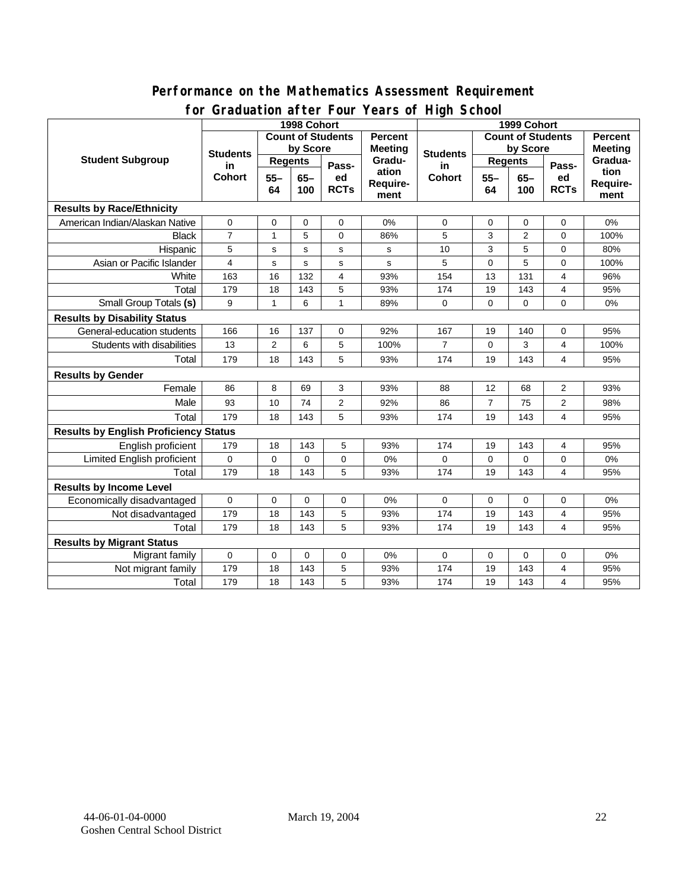## Performance on the Mathematics Assessment Requirement for Graduation after Four Years of High School

| Student Subgroup | 1998 Cohort | | | | | 1999 Cohort | | | | |
|---|---|---|---|---|---|---|---|---|---|---|
| | Students in Cohort | Count of Students by Score | | | Percent Meeting Graduation Requirement | Students in Cohort | Count of Students by Score | | | Percent Meeting Graduation Requirement |
| | | Regents | | Passed RCTs | | | Regents | | Passed RCTs | |
| | | 55–64 | 65–100 | | | | 55–64 | 65–100 | | |
| **Results by Race/Ethnicity** | | | | | | | | | | |
| American Indian/Alaskan Native | 0 | 0 | 0 | 0 | 0% | 0 | 0 | 0 | 0 | 0% |
| Black | 7 | 1 | 5 | 0 | 86% | 5 | 3 | 2 | 0 | 100% |
| Hispanic | 5 | s | s | s | s | 10 | 3 | 5 | 0 | 80% |
| Asian or Pacific Islander | 4 | s | s | s | s | 5 | 0 | 5 | 0 | 100% |
| White | 163 | 16 | 132 | 4 | 93% | 154 | 13 | 131 | 4 | 96% |
| Total | 179 | 18 | 143 | 5 | 93% | 174 | 19 | 143 | 4 | 95% |
| Small Group Totals **(s)** | 9 | 1 | 6 | 1 | 89% | 0 | 0 | 0 | 0 | 0% |
| **Results by Disability Status** | | | | | | | | | | |
| General-education students | 166 | 16 | 137 | 0 | 92% | 167 | 19 | 140 | 0 | 95% |
| Students with disabilities | 13 | 2 | 6 | 5 | 100% | 7 | 0 | 3 | 4 | 100% |
| Total | 179 | 18 | 143 | 5 | 93% | 174 | 19 | 143 | 4 | 95% |
| **Results by Gender** | | | | | | | | | | |
| Female | 86 | 8 | 69 | 3 | 93% | 88 | 12 | 68 | 2 | 93% |
| Male | 93 | 10 | 74 | 2 | 92% | 86 | 7 | 75 | 2 | 98% |
| Total | 179 | 18 | 143 | 5 | 93% | 174 | 19 | 143 | 4 | 95% |
| **Results by English Proficiency Status** | | | | | | | | | | |
| English proficient | 179 | 18 | 143 | 5 | 93% | 174 | 19 | 143 | 4 | 95% |
| Limited English proficient | 0 | 0 | 0 | 0 | 0% | 0 | 0 | 0 | 0 | 0% |
| Total | 179 | 18 | 143 | 5 | 93% | 174 | 19 | 143 | 4 | 95% |
| **Results by Income Level** | | | | | | | | | | |
| Economically disadvantaged | 0 | 0 | 0 | 0 | 0% | 0 | 0 | 0 | 0 | 0% |
| Not disadvantaged | 179 | 18 | 143 | 5 | 93% | 174 | 19 | 143 | 4 | 95% |
| Total | 179 | 18 | 143 | 5 | 93% | 174 | 19 | 143 | 4 | 95% |
| **Results by Migrant Status** | | | | | | | | | | |
| Migrant family | 0 | 0 | 0 | 0 | 0% | 0 | 0 | 0 | 0 | 0% |
| Not migrant family | 179 | 18 | 143 | 5 | 93% | 174 | 19 | 143 | 4 | 95% |
| Total | 179 | 18 | 143 | 5 | 93% | 174 | 19 | 143 | 4 | 95% |

44-06-01-04-0000 March 19, 2004
Goshen Central School District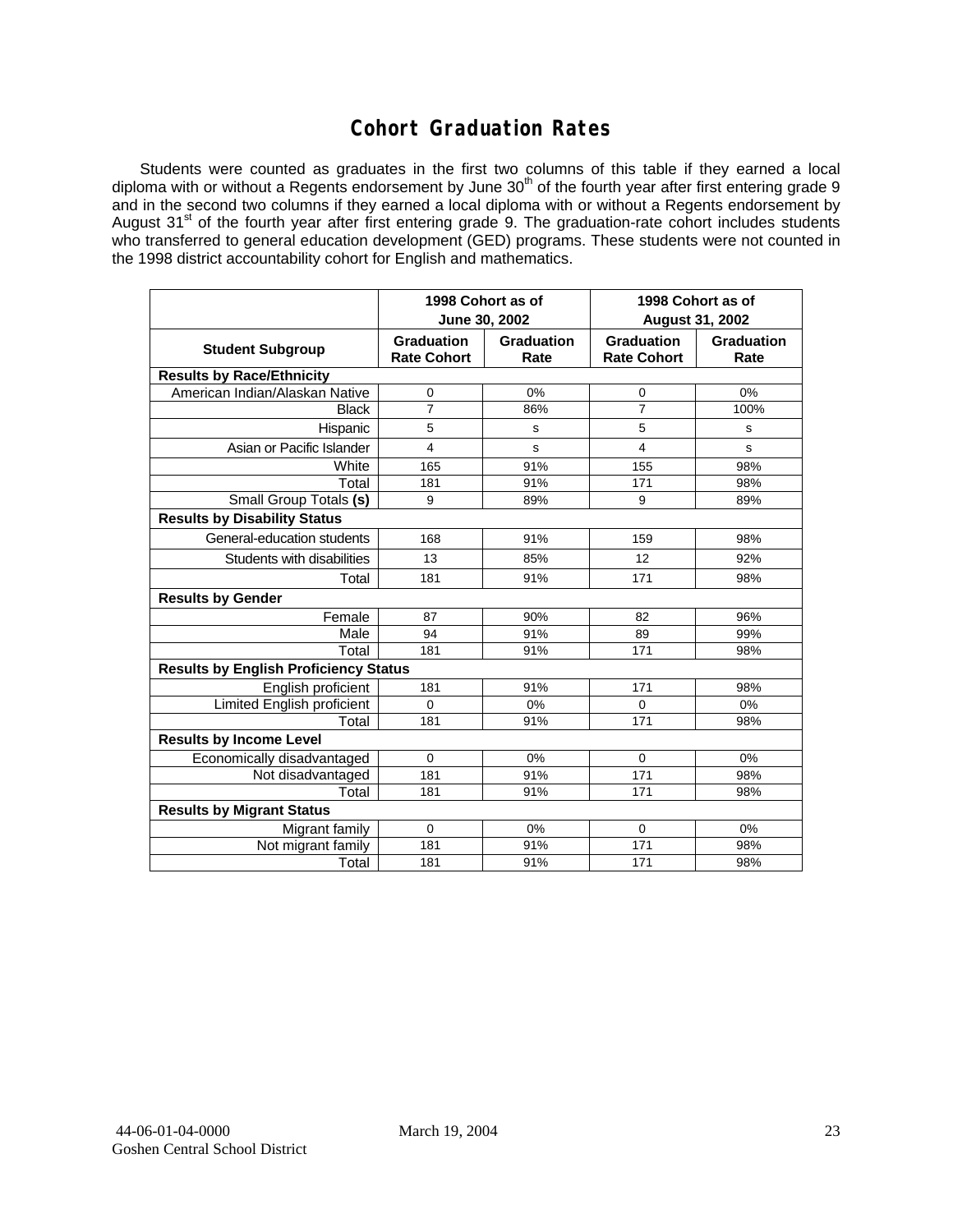# Cohort Graduation Rates

Students were counted as graduates in the first two columns of this table if they earned a local diploma with or without a Regents endorsement by June 30th of the fourth year after first entering grade 9 and in the second two columns if they earned a local diploma with or without a Regents endorsement by August 31st of the fourth year after first entering grade 9. The graduation-rate cohort includes students who transferred to general education development (GED) programs. These students were not counted in the 1998 district accountability cohort for English and mathematics.

| | 1998 Cohort as of June 30, 2002 | | 1998 Cohort as of August 31, 2002 | |
|---|---|---|---|---|
| **Student Subgroup** | **Graduation Rate Cohort** | **Graduation Rate** | **Graduation Rate Cohort** | **Graduation Rate** |
| **Results by Race/Ethnicity** | | | | |
| American Indian/Alaskan Native | 0 | 0% | 0 | 0% |
| Black | 7 | 86% | 7 | 100% |
| Hispanic | 5 | s | 5 | s |
| Asian or Pacific Islander | 4 | s | 4 | s |
| White | 165 | 91% | 155 | 98% |
| Total | 181 | 91% | 171 | 98% |
| Small Group Totals **(s)** | 9 | 89% | 9 | 89% |
| **Results by Disability Status** | | | | |
| General-education students | 168 | 91% | 159 | 98% |
| Students with disabilities | 13 | 85% | 12 | 92% |
| Total | 181 | 91% | 171 | 98% |
| **Results by Gender** | | | | |
| Female | 87 | 90% | 82 | 96% |
| Male | 94 | 91% | 89 | 99% |
| Total | 181 | 91% | 171 | 98% |
| **Results by English Proficiency Status** | | | | |
| English proficient | 181 | 91% | 171 | 98% |
| Limited English proficient | 0 | 0% | 0 | 0% |
| Total | 181 | 91% | 171 | 98% |
| **Results by Income Level** | | | | |
| Economically disadvantaged | 0 | 0% | 0 | 0% |
| Not disadvantaged | 181 | 91% | 171 | 98% |
| Total | 181 | 91% | 171 | 98% |
| **Results by Migrant Status** | | | | |
| Migrant family | 0 | 0% | 0 | 0% |
| Not migrant family | 181 | 91% | 171 | 98% |
| Total | 181 | 91% | 171 | 98% |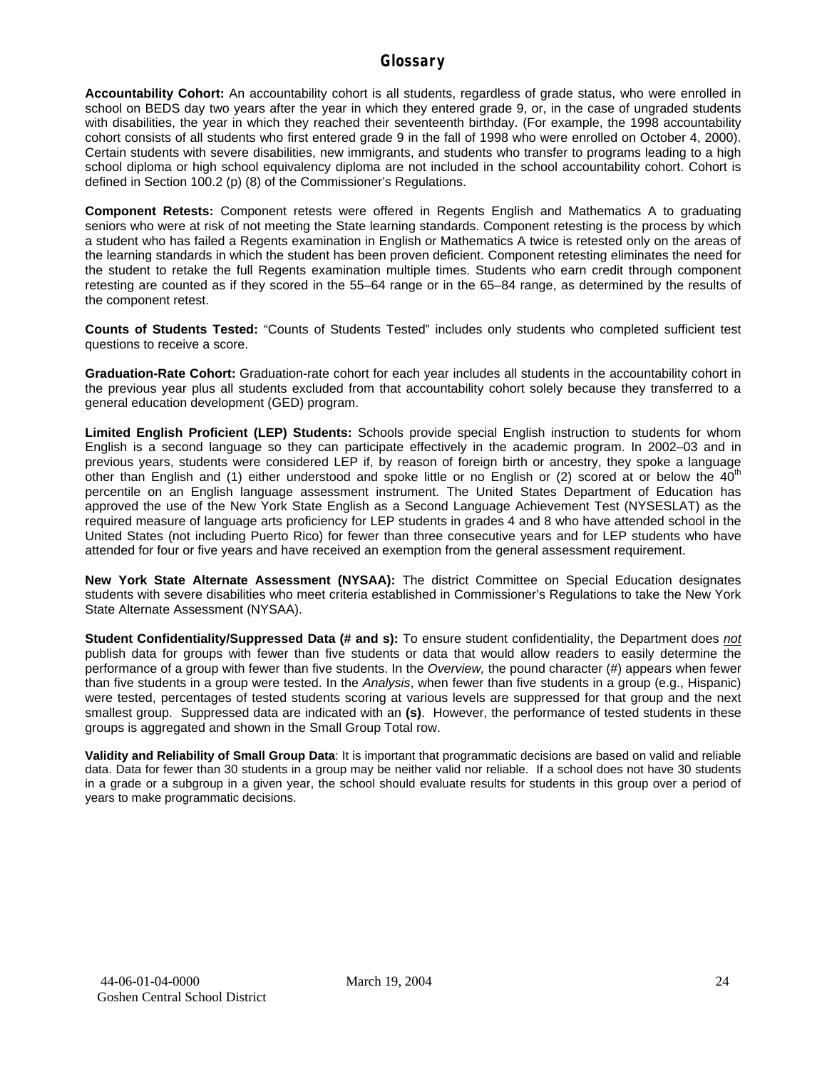# Glossary

**Accountability Cohort:** An accountability cohort is all students, regardless of grade status, who were enrolled in school on BEDS day two years after the year in which they entered grade 9, or, in the case of ungraded students with disabilities, the year in which they reached their seventeenth birthday. (For example, the 1998 accountability cohort consists of all students who first entered grade 9 in the fall of 1998 who were enrolled on October 4, 2000). Certain students with severe disabilities, new immigrants, and students who transfer to programs leading to a high school diploma or high school equivalency diploma are not included in the school accountability cohort. Cohort is defined in Section 100.2 (p) (8) of the Commissioner's Regulations.

**Component Retests:** Component retests were offered in Regents English and Mathematics A to graduating seniors who were at risk of not meeting the State learning standards. Component retesting is the process by which a student who has failed a Regents examination in English or Mathematics A twice is retested only on the areas of the learning standards in which the student has been proven deficient. Component retesting eliminates the need for the student to retake the full Regents examination multiple times. Students who earn credit through component retesting are counted as if they scored in the 55–64 range or in the 65–84 range, as determined by the results of the component retest.

**Counts of Students Tested:** "Counts of Students Tested" includes only students who completed sufficient test questions to receive a score.

**Graduation-Rate Cohort:** Graduation-rate cohort for each year includes all students in the accountability cohort in the previous year plus all students excluded from that accountability cohort solely because they transferred to a general education development (GED) program.

**Limited English Proficient (LEP) Students:** Schools provide special English instruction to students for whom English is a second language so they can participate effectively in the academic program. In 2002–03 and in previous years, students were considered LEP if, by reason of foreign birth or ancestry, they spoke a language other than English and (1) either understood and spoke little or no English or (2) scored at or below the 40th percentile on an English language assessment instrument. The United States Department of Education has approved the use of the New York State English as a Second Language Achievement Test (NYSESLAT) as the required measure of language arts proficiency for LEP students in grades 4 and 8 who have attended school in the United States (not including Puerto Rico) for fewer than three consecutive years and for LEP students who have attended for four or five years and have received an exemption from the general assessment requirement.

**New York State Alternate Assessment (NYSAA):** The district Committee on Special Education designates students with severe disabilities who meet criteria established in Commissioner's Regulations to take the New York State Alternate Assessment (NYSAA).

**Student Confidentiality/Suppressed Data (# and s):** To ensure student confidentiality, the Department does *not* publish data for groups with fewer than five students or data that would allow readers to easily determine the performance of a group with fewer than five students. In the *Overview,* the pound character (#) appears when fewer than five students in a group were tested. In the *Analysis*, when fewer than five students in a group (e.g., Hispanic) were tested, percentages of tested students scoring at various levels are suppressed for that group and the next smallest group. Suppressed data are indicated with an **(s)**. However, the performance of tested students in these groups is aggregated and shown in the Small Group Total row.

**Validity and Reliability of Small Group Data**: It is important that programmatic decisions are based on valid and reliable data. Data for fewer than 30 students in a group may be neither valid nor reliable. If a school does not have 30 students in a grade or a subgroup in a given year, the school should evaluate results for students in this group over a period of years to make programmatic decisions.